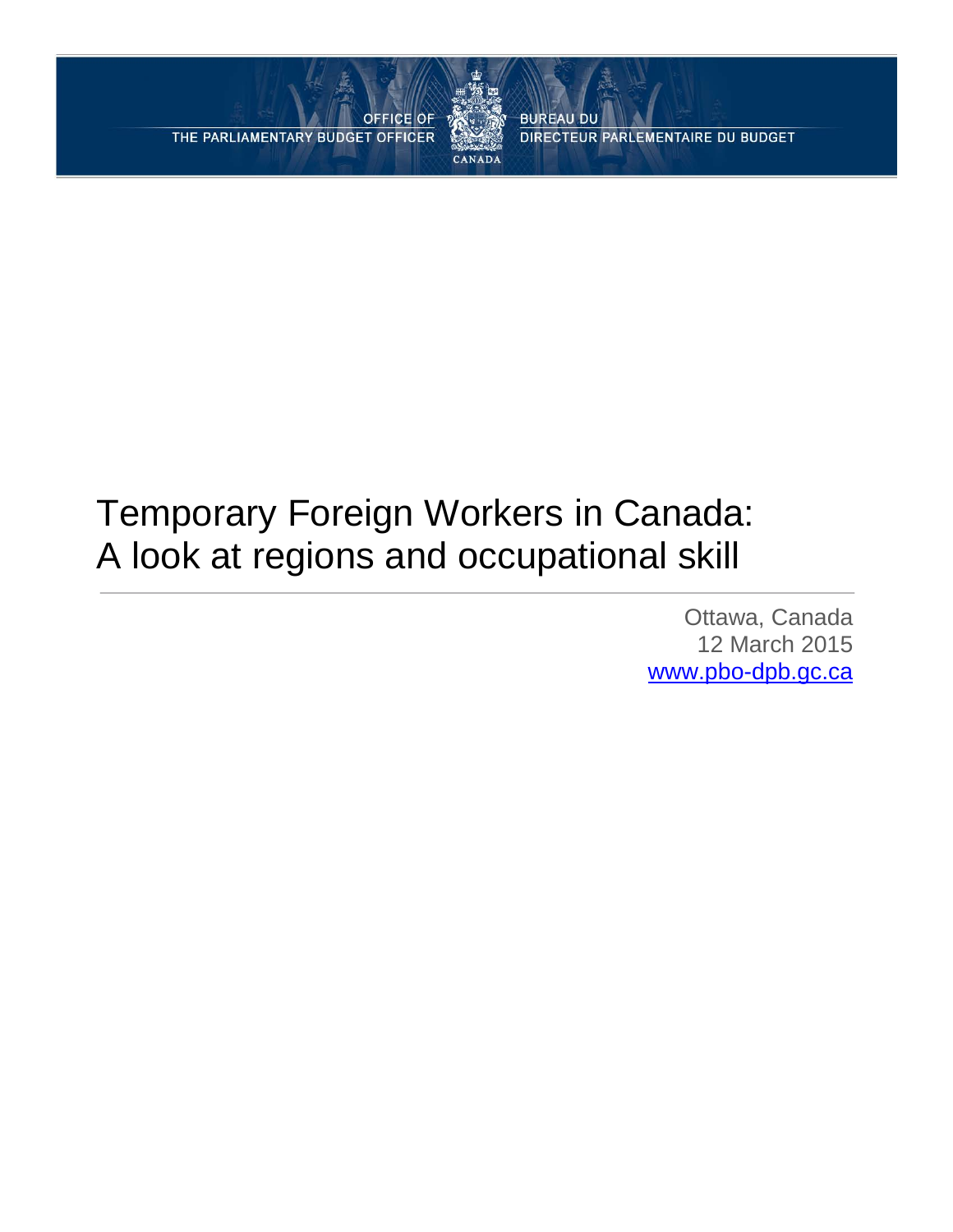OFFICE OF THE PARLIAMENTARY BUDGET OFFICER

BUREAU DU DIRECTEUR PARLEMENTAIRE DU BUDGET

CANADA

# Temporary Foreign Workers in Canada: A look at regions and occupational skill

Ottawa, Canada
12 March 2015
www.pbo-dpb.gc.ca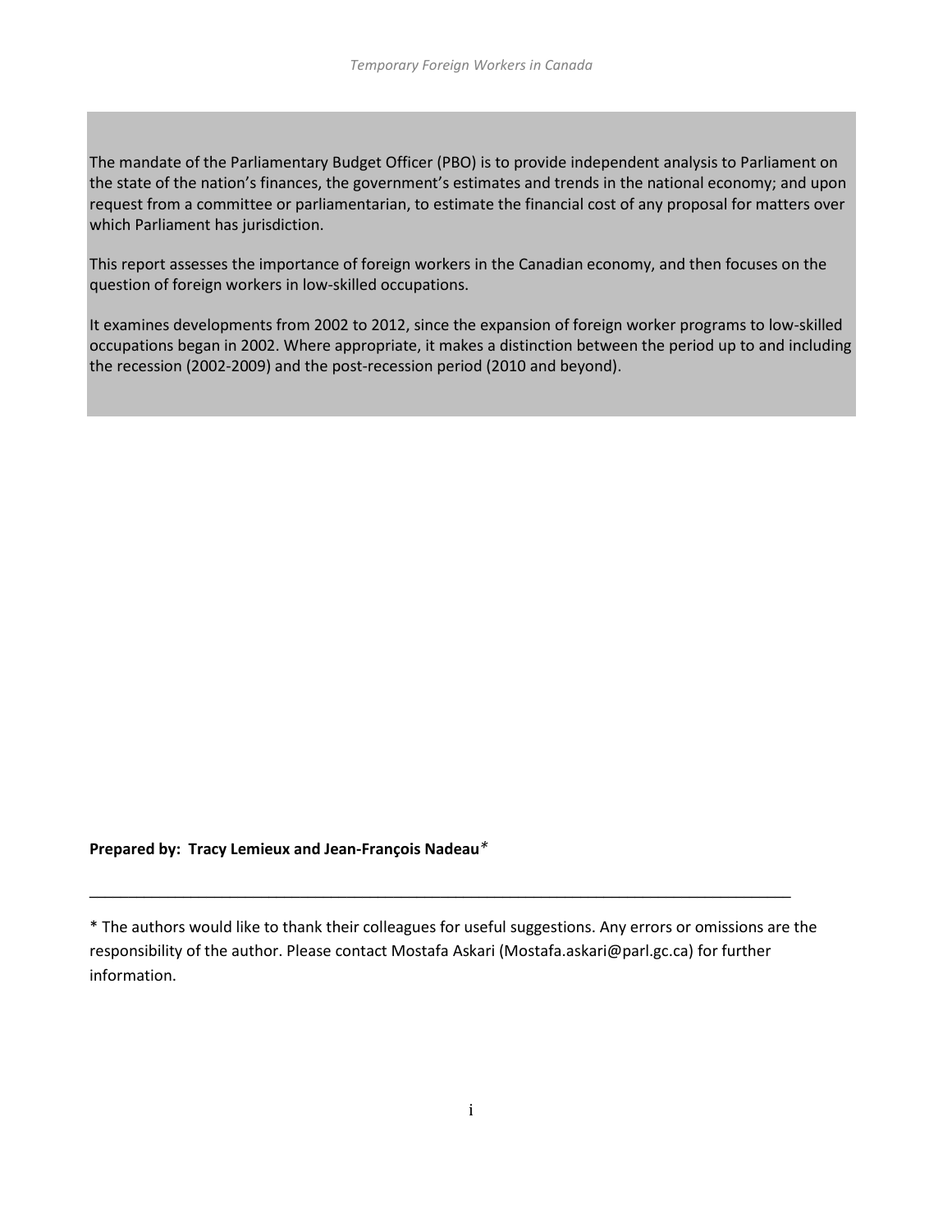The mandate of the Parliamentary Budget Officer (PBO) is to provide independent analysis to Parliament on the state of the nation's finances, the government's estimates and trends in the national economy; and upon request from a committee or parliamentarian, to estimate the financial cost of any proposal for matters over which Parliament has jurisdiction.

This report assesses the importance of foreign workers in the Canadian economy, and then focuses on the question of foreign workers in low-skilled occupations.

It examines developments from 2002 to 2012, since the expansion of foreign worker programs to low-skilled occupations began in 2002. Where appropriate, it makes a distinction between the period up to and including the recession (2002-2009) and the post-recession period (2010 and beyond).

**Prepared by: Tracy Lemieux and Jean-François Nadeau***

---

* The authors would like to thank their colleagues for useful suggestions. Any errors or omissions are the responsibility of the author. Please contact Mostafa Askari (Mostafa.askari@parl.gc.ca) for further information.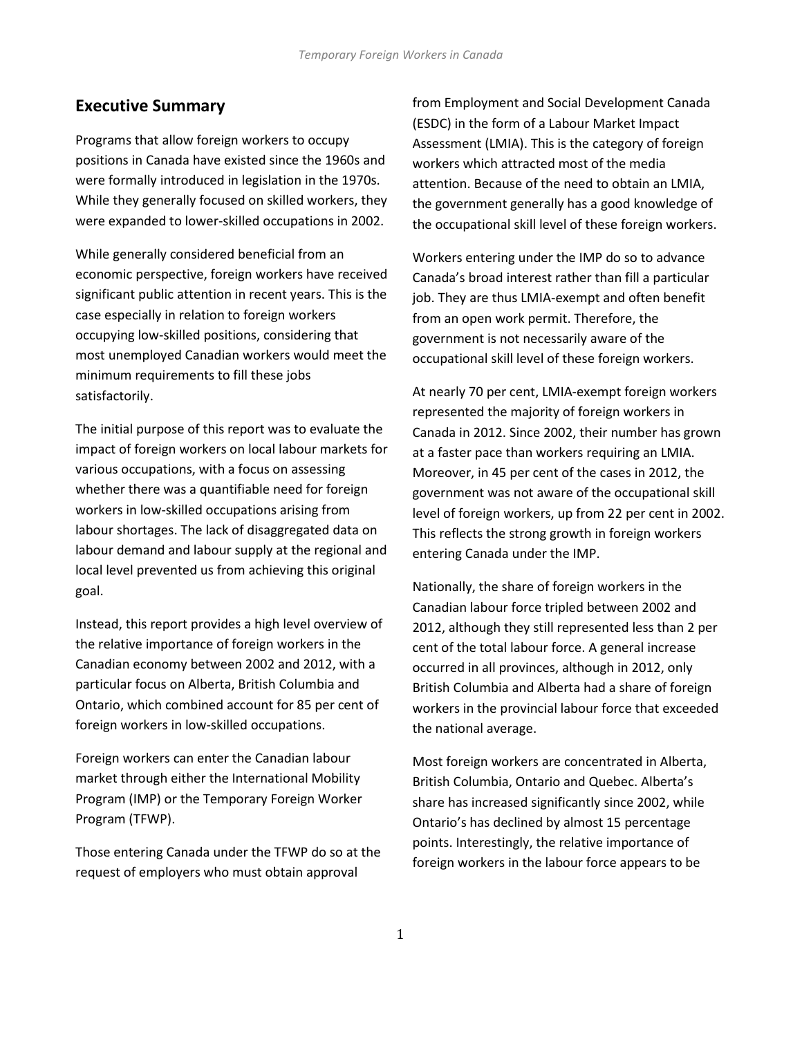## Executive Summary

Programs that allow foreign workers to occupy positions in Canada have existed since the 1960s and were formally introduced in legislation in the 1970s. While they generally focused on skilled workers, they were expanded to lower-skilled occupations in 2002.

While generally considered beneficial from an economic perspective, foreign workers have received significant public attention in recent years. This is the case especially in relation to foreign workers occupying low-skilled positions, considering that most unemployed Canadian workers would meet the minimum requirements to fill these jobs satisfactorily.

The initial purpose of this report was to evaluate the impact of foreign workers on local labour markets for various occupations, with a focus on assessing whether there was a quantifiable need for foreign workers in low-skilled occupations arising from labour shortages. The lack of disaggregated data on labour demand and labour supply at the regional and local level prevented us from achieving this original goal.

Instead, this report provides a high level overview of the relative importance of foreign workers in the Canadian economy between 2002 and 2012, with a particular focus on Alberta, British Columbia and Ontario, which combined account for 85 per cent of foreign workers in low-skilled occupations.

Foreign workers can enter the Canadian labour market through either the International Mobility Program (IMP) or the Temporary Foreign Worker Program (TFWP).

Those entering Canada under the TFWP do so at the request of employers who must obtain approval from Employment and Social Development Canada (ESDC) in the form of a Labour Market Impact Assessment (LMIA). This is the category of foreign workers which attracted most of the media attention. Because of the need to obtain an LMIA, the government generally has a good knowledge of the occupational skill level of these foreign workers.

Workers entering under the IMP do so to advance Canada's broad interest rather than fill a particular job. They are thus LMIA-exempt and often benefit from an open work permit. Therefore, the government is not necessarily aware of the occupational skill level of these foreign workers.

At nearly 70 per cent, LMIA-exempt foreign workers represented the majority of foreign workers in Canada in 2012. Since 2002, their number has grown at a faster pace than workers requiring an LMIA. Moreover, in 45 per cent of the cases in 2012, the government was not aware of the occupational skill level of foreign workers, up from 22 per cent in 2002. This reflects the strong growth in foreign workers entering Canada under the IMP.

Nationally, the share of foreign workers in the Canadian labour force tripled between 2002 and 2012, although they still represented less than 2 per cent of the total labour force. A general increase occurred in all provinces, although in 2012, only British Columbia and Alberta had a share of foreign workers in the provincial labour force that exceeded the national average.

Most foreign workers are concentrated in Alberta, British Columbia, Ontario and Quebec. Alberta's share has increased significantly since 2002, while Ontario's has declined by almost 15 percentage points. Interestingly, the relative importance of foreign workers in the labour force appears to be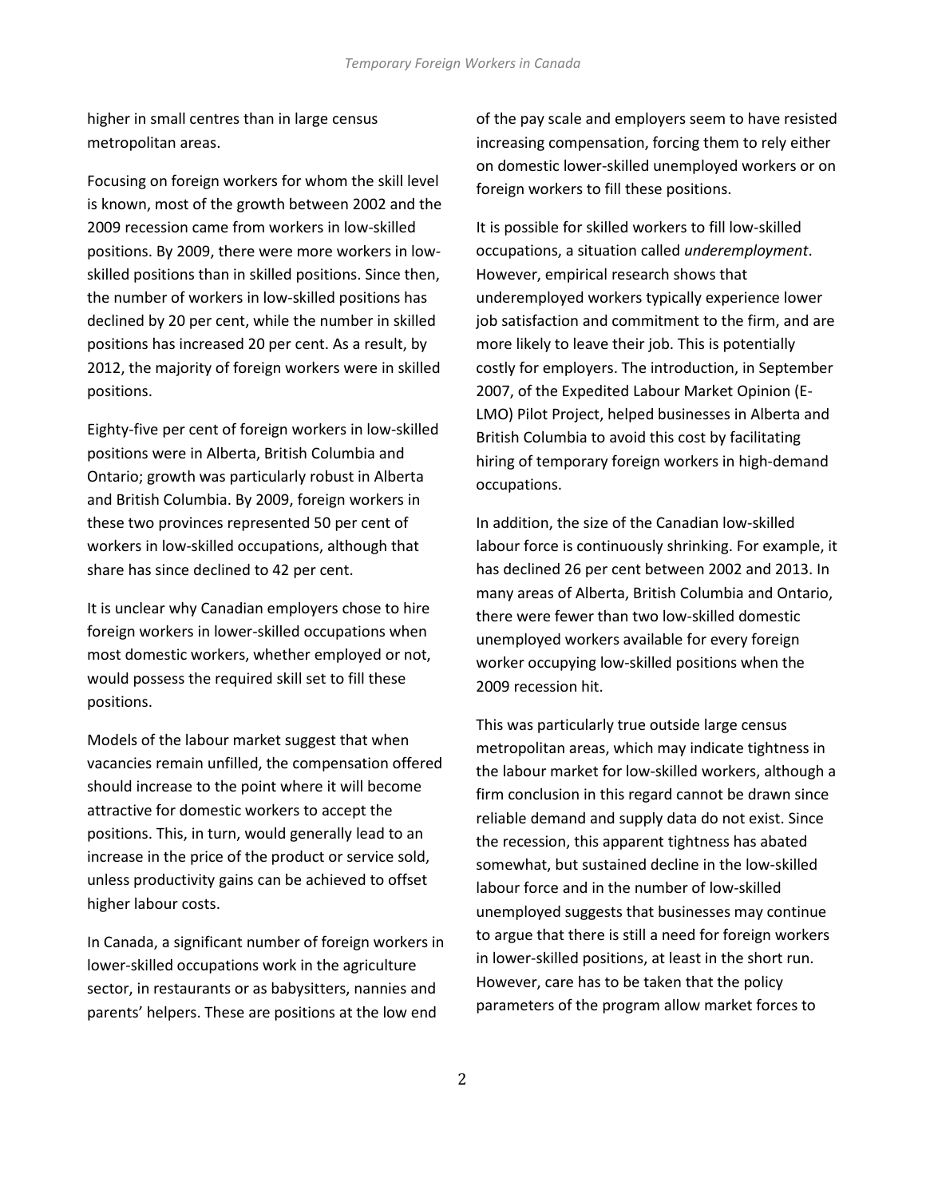higher in small centres than in large census metropolitan areas.

Focusing on foreign workers for whom the skill level is known, most of the growth between 2002 and the 2009 recession came from workers in low-skilled positions. By 2009, there were more workers in low-skilled positions than in skilled positions. Since then, the number of workers in low-skilled positions has declined by 20 per cent, while the number in skilled positions has increased 20 per cent. As a result, by 2012, the majority of foreign workers were in skilled positions.

Eighty-five per cent of foreign workers in low-skilled positions were in Alberta, British Columbia and Ontario; growth was particularly robust in Alberta and British Columbia. By 2009, foreign workers in these two provinces represented 50 per cent of workers in low-skilled occupations, although that share has since declined to 42 per cent.

It is unclear why Canadian employers chose to hire foreign workers in lower-skilled occupations when most domestic workers, whether employed or not, would possess the required skill set to fill these positions.

Models of the labour market suggest that when vacancies remain unfilled, the compensation offered should increase to the point where it will become attractive for domestic workers to accept the positions. This, in turn, would generally lead to an increase in the price of the product or service sold, unless productivity gains can be achieved to offset higher labour costs.

In Canada, a significant number of foreign workers in lower-skilled occupations work in the agriculture sector, in restaurants or as babysitters, nannies and parents' helpers. These are positions at the low end of the pay scale and employers seem to have resisted increasing compensation, forcing them to rely either on domestic lower-skilled unemployed workers or on foreign workers to fill these positions.

It is possible for skilled workers to fill low-skilled occupations, a situation called *underemployment*. However, empirical research shows that underemployed workers typically experience lower job satisfaction and commitment to the firm, and are more likely to leave their job. This is potentially costly for employers. The introduction, in September 2007, of the Expedited Labour Market Opinion (E-LMO) Pilot Project, helped businesses in Alberta and British Columbia to avoid this cost by facilitating hiring of temporary foreign workers in high-demand occupations.

In addition, the size of the Canadian low-skilled labour force is continuously shrinking. For example, it has declined 26 per cent between 2002 and 2013. In many areas of Alberta, British Columbia and Ontario, there were fewer than two low-skilled domestic unemployed workers available for every foreign worker occupying low-skilled positions when the 2009 recession hit.

This was particularly true outside large census metropolitan areas, which may indicate tightness in the labour market for low-skilled workers, although a firm conclusion in this regard cannot be drawn since reliable demand and supply data do not exist. Since the recession, this apparent tightness has abated somewhat, but sustained decline in the low-skilled labour force and in the number of low-skilled unemployed suggests that businesses may continue to argue that there is still a need for foreign workers in lower-skilled positions, at least in the short run. However, care has to be taken that the policy parameters of the program allow market forces to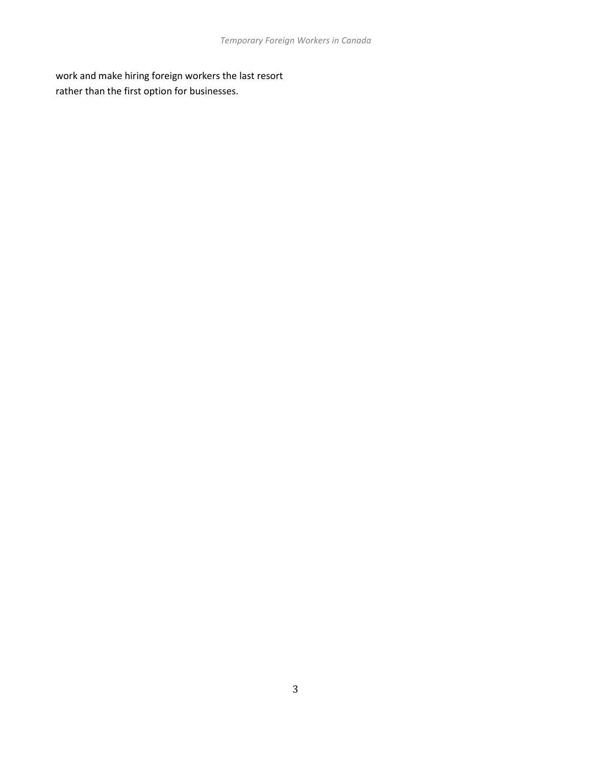work and make hiring foreign workers the last resort rather than the first option for businesses.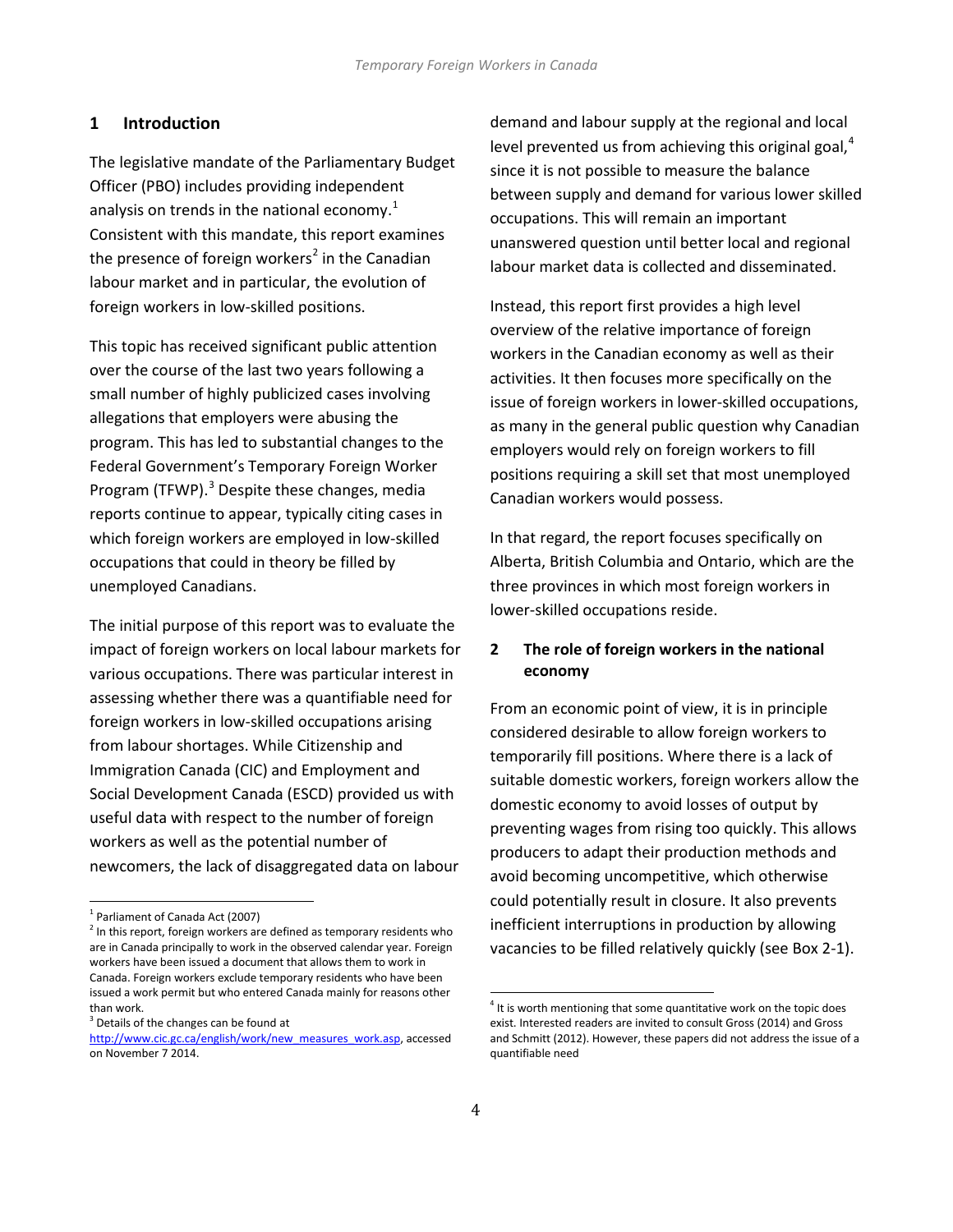## 1 Introduction

The legislative mandate of the Parliamentary Budget Officer (PBO) includes providing independent analysis on trends in the national economy.[1] Consistent with this mandate, this report examines the presence of foreign workers[2] in the Canadian labour market and in particular, the evolution of foreign workers in low-skilled positions.

This topic has received significant public attention over the course of the last two years following a small number of highly publicized cases involving allegations that employers were abusing the program. This has led to substantial changes to the Federal Government's Temporary Foreign Worker Program (TFWP).[3] Despite these changes, media reports continue to appear, typically citing cases in which foreign workers are employed in low-skilled occupations that could in theory be filled by unemployed Canadians.

The initial purpose of this report was to evaluate the impact of foreign workers on local labour markets for various occupations. There was particular interest in assessing whether there was a quantifiable need for foreign workers in low-skilled occupations arising from labour shortages. While Citizenship and Immigration Canada (CIC) and Employment and Social Development Canada (ESCD) provided us with useful data with respect to the number of foreign workers as well as the potential number of newcomers, the lack of disaggregated data on labour demand and labour supply at the regional and local level prevented us from achieving this original goal,[4] since it is not possible to measure the balance between supply and demand for various lower skilled occupations. This will remain an important unanswered question until better local and regional labour market data is collected and disseminated.

Instead, this report first provides a high level overview of the relative importance of foreign workers in the Canadian economy as well as their activities. It then focuses more specifically on the issue of foreign workers in lower-skilled occupations, as many in the general public question why Canadian employers would rely on foreign workers to fill positions requiring a skill set that most unemployed Canadian workers would possess.

In that regard, the report focuses specifically on Alberta, British Columbia and Ontario, which are the three provinces in which most foreign workers in lower-skilled occupations reside.

## 2 The role of foreign workers in the national economy

From an economic point of view, it is in principle considered desirable to allow foreign workers to temporarily fill positions. Where there is a lack of suitable domestic workers, foreign workers allow the domestic economy to avoid losses of output by preventing wages from rising too quickly. This allows producers to adapt their production methods and avoid becoming uncompetitive, which otherwise could potentially result in closure. It also prevents inefficient interruptions in production by allowing vacancies to be filled relatively quickly (see Box 2-1).

---

[1] Parliament of Canada Act (2007)

[2] In this report, foreign workers are defined as temporary residents who are in Canada principally to work in the observed calendar year. Foreign workers have been issued a document that allows them to work in Canada. Foreign workers exclude temporary residents who have been issued a work permit but who entered Canada mainly for reasons other than work.

[3] Details of the changes can be found at http://www.cic.gc.ca/english/work/new_measures_work.asp, accessed on November 7 2014.

[4] It is worth mentioning that some quantitative work on the topic does exist. Interested readers are invited to consult Gross (2014) and Gross and Schmitt (2012). However, these papers did not address the issue of a quantifiable need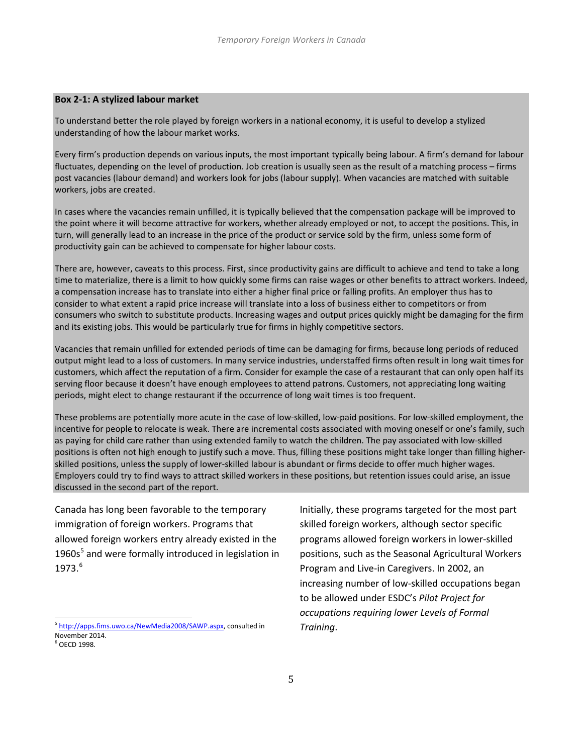**Box 2-1: A stylized labour market**

To understand better the role played by foreign workers in a national economy, it is useful to develop a stylized understanding of how the labour market works.

Every firm's production depends on various inputs, the most important typically being labour. A firm's demand for labour fluctuates, depending on the level of production. Job creation is usually seen as the result of a matching process – firms post vacancies (labour demand) and workers look for jobs (labour supply). When vacancies are matched with suitable workers, jobs are created.

In cases where the vacancies remain unfilled, it is typically believed that the compensation package will be improved to the point where it will become attractive for workers, whether already employed or not, to accept the positions. This, in turn, will generally lead to an increase in the price of the product or service sold by the firm, unless some form of productivity gain can be achieved to compensate for higher labour costs.

There are, however, caveats to this process. First, since productivity gains are difficult to achieve and tend to take a long time to materialize, there is a limit to how quickly some firms can raise wages or other benefits to attract workers. Indeed, a compensation increase has to translate into either a higher final price or falling profits. An employer thus has to consider to what extent a rapid price increase will translate into a loss of business either to competitors or from consumers who switch to substitute products. Increasing wages and output prices quickly might be damaging for the firm and its existing jobs. This would be particularly true for firms in highly competitive sectors.

Vacancies that remain unfilled for extended periods of time can be damaging for firms, because long periods of reduced output might lead to a loss of customers. In many service industries, understaffed firms often result in long wait times for customers, which affect the reputation of a firm. Consider for example the case of a restaurant that can only open half its serving floor because it doesn't have enough employees to attend patrons. Customers, not appreciating long waiting periods, might elect to change restaurant if the occurrence of long wait times is too frequent.

These problems are potentially more acute in the case of low-skilled, low-paid positions. For low-skilled employment, the incentive for people to relocate is weak. There are incremental costs associated with moving oneself or one's family, such as paying for child care rather than using extended family to watch the children. The pay associated with low-skilled positions is often not high enough to justify such a move. Thus, filling these positions might take longer than filling higher-skilled positions, unless the supply of lower-skilled labour is abundant or firms decide to offer much higher wages. Employers could try to find ways to attract skilled workers in these positions, but retention issues could arise, an issue discussed in the second part of the report.

Canada has long been favorable to the temporary immigration of foreign workers. Programs that allowed foreign workers entry already existed in the 1960s[5] and were formally introduced in legislation in 1973.[6]

Initially, these programs targeted for the most part skilled foreign workers, although sector specific programs allowed foreign workers in lower-skilled positions, such as the Seasonal Agricultural Workers Program and Live-in Caregivers. In 2002, an increasing number of low-skilled occupations began to be allowed under ESDC's *Pilot Project for occupations requiring lower Levels of Formal Training*.

[5] http://apps.fims.uwo.ca/NewMedia2008/SAWP.aspx, consulted in November 2014.

[6] OECD 1998.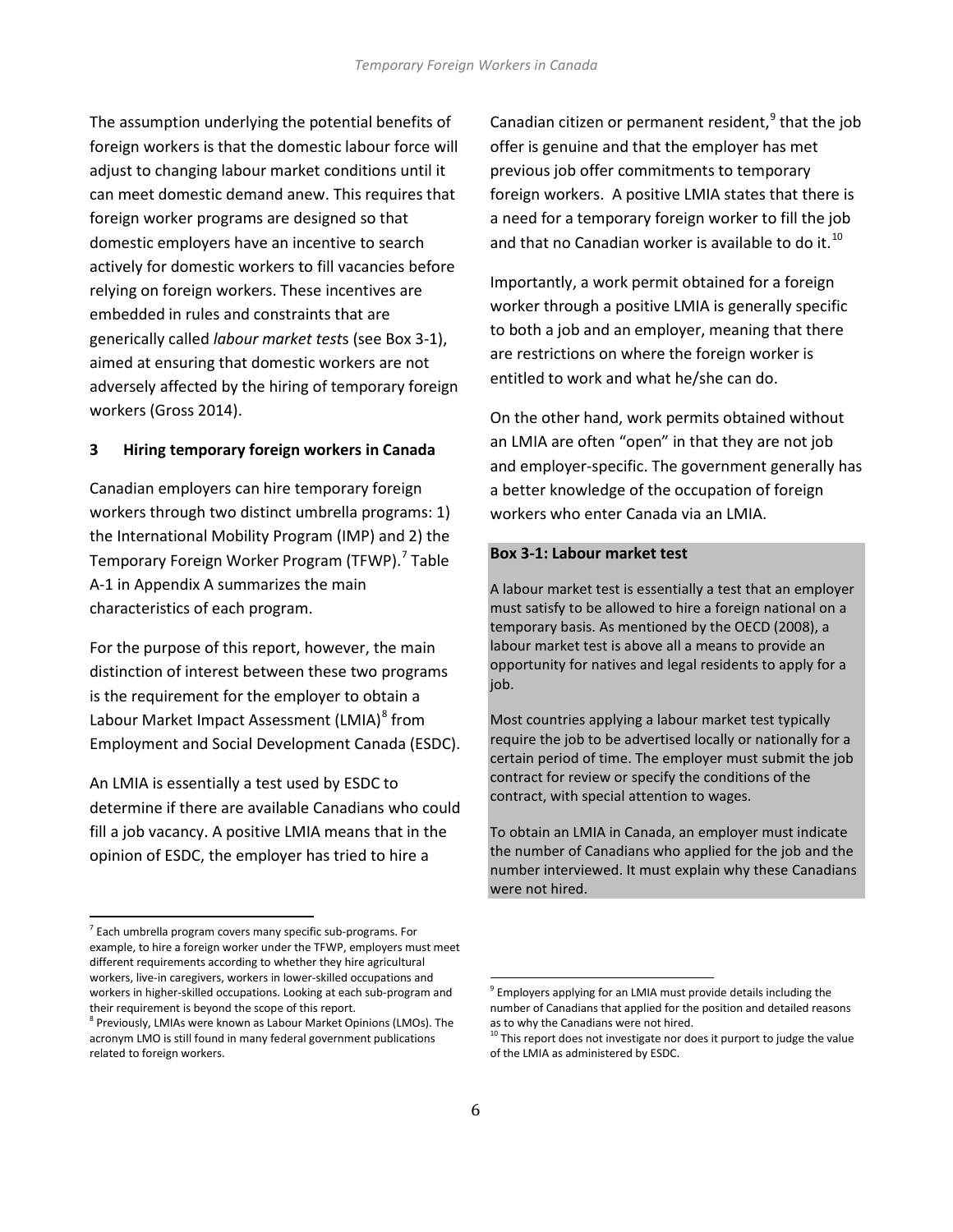The assumption underlying the potential benefits of foreign workers is that the domestic labour force will adjust to changing labour market conditions until it can meet domestic demand anew. This requires that foreign worker programs are designed so that domestic employers have an incentive to search actively for domestic workers to fill vacancies before relying on foreign workers. These incentives are embedded in rules and constraints that are generically called *labour market tests* (see Box 3-1), aimed at ensuring that domestic workers are not adversely affected by the hiring of temporary foreign workers (Gross 2014).

## 3 Hiring temporary foreign workers in Canada

Canadian employers can hire temporary foreign workers through two distinct umbrella programs: 1) the International Mobility Program (IMP) and 2) the Temporary Foreign Worker Program (TFWP).[7] Table A-1 in Appendix A summarizes the main characteristics of each program.

For the purpose of this report, however, the main distinction of interest between these two programs is the requirement for the employer to obtain a Labour Market Impact Assessment (LMIA)[8] from Employment and Social Development Canada (ESDC).

An LMIA is essentially a test used by ESDC to determine if there are available Canadians who could fill a job vacancy. A positive LMIA means that in the opinion of ESDC, the employer has tried to hire a Canadian citizen or permanent resident,[9] that the job offer is genuine and that the employer has met previous job offer commitments to temporary foreign workers. A positive LMIA states that there is a need for a temporary foreign worker to fill the job and that no Canadian worker is available to do it.[10]

Importantly, a work permit obtained for a foreign worker through a positive LMIA is generally specific to both a job and an employer, meaning that there are restrictions on where the foreign worker is entitled to work and what he/she can do.

On the other hand, work permits obtained without an LMIA are often "open" in that they are not job and employer-specific. The government generally has a better knowledge of the occupation of foreign workers who enter Canada via an LMIA.

**Box 3-1: Labour market test**

A labour market test is essentially a test that an employer must satisfy to be allowed to hire a foreign national on a temporary basis. As mentioned by the OECD (2008), a labour market test is above all a means to provide an opportunity for natives and legal residents to apply for a job.

Most countries applying a labour market test typically require the job to be advertised locally or nationally for a certain period of time. The employer must submit the job contract for review or specify the conditions of the contract, with special attention to wages.

To obtain an LMIA in Canada, an employer must indicate the number of Canadians who applied for the job and the number interviewed. It must explain why these Canadians were not hired.

---

[7] Each umbrella program covers many specific sub-programs. For example, to hire a foreign worker under the TFWP, employers must meet different requirements according to whether they hire agricultural workers, live-in caregivers, workers in lower-skilled occupations and workers in higher-skilled occupations. Looking at each sub-program and their requirement is beyond the scope of this report.

[8] Previously, LMIAs were known as Labour Market Opinions (LMOs). The acronym LMO is still found in many federal government publications related to foreign workers.

[9] Employers applying for an LMIA must provide details including the number of Canadians that applied for the position and detailed reasons as to why the Canadians were not hired.

[10] This report does not investigate nor does it purport to judge the value of the LMIA as administered by ESDC.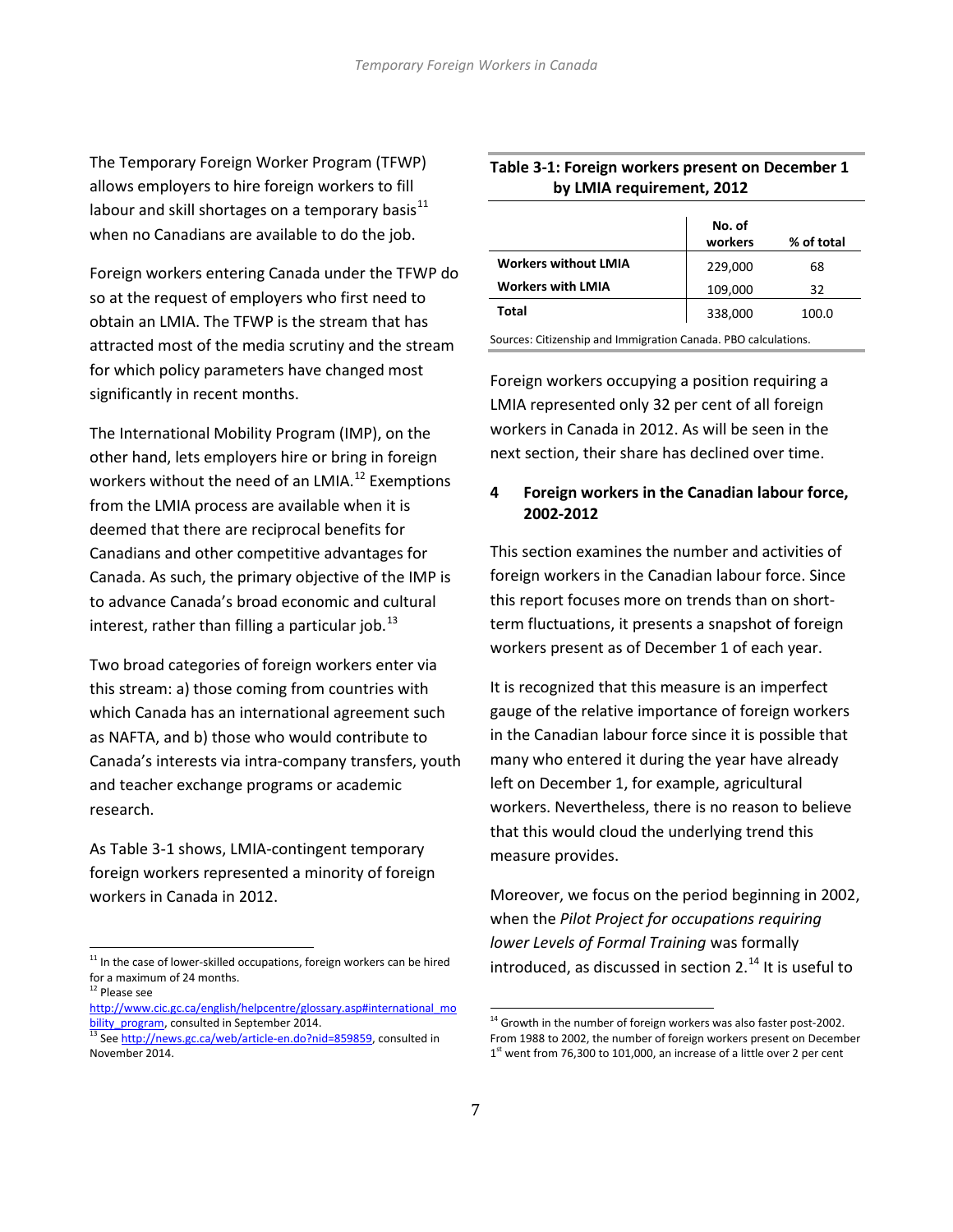The Temporary Foreign Worker Program (TFWP) allows employers to hire foreign workers to fill labour and skill shortages on a temporary basis[11] when no Canadians are available to do the job.

Foreign workers entering Canada under the TFWP do so at the request of employers who first need to obtain an LMIA. The TFWP is the stream that has attracted most of the media scrutiny and the stream for which policy parameters have changed most significantly in recent months.

The International Mobility Program (IMP), on the other hand, lets employers hire or bring in foreign workers without the need of an LMIA.[12] Exemptions from the LMIA process are available when it is deemed that there are reciprocal benefits for Canadians and other competitive advantages for Canada. As such, the primary objective of the IMP is to advance Canada's broad economic and cultural interest, rather than filling a particular job.[13]

Two broad categories of foreign workers enter via this stream: a) those coming from countries with which Canada has an international agreement such as NAFTA, and b) those who would contribute to Canada's interests via intra-company transfers, youth and teacher exchange programs or academic research.

As Table 3-1 shows, LMIA-contingent temporary foreign workers represented a minority of foreign workers in Canada in 2012.

**Table 3-1: Foreign workers present on December 1 by LMIA requirement, 2012**

| | No. of workers | % of total |
|---|---|---|
| **Workers without LMIA** | 229,000 | 68 |
| **Workers with LMIA** | 109,000 | 32 |
| **Total** | 338,000 | 100.0 |

Sources: Citizenship and Immigration Canada. PBO calculations.

Foreign workers occupying a position requiring a LMIA represented only 32 per cent of all foreign workers in Canada in 2012. As will be seen in the next section, their share has declined over time.

## 4 Foreign workers in the Canadian labour force, 2002-2012

This section examines the number and activities of foreign workers in the Canadian labour force. Since this report focuses more on trends than on short-term fluctuations, it presents a snapshot of foreign workers present as of December 1 of each year.

It is recognized that this measure is an imperfect gauge of the relative importance of foreign workers in the Canadian labour force since it is possible that many who entered it during the year have already left on December 1, for example, agricultural workers. Nevertheless, there is no reason to believe that this would cloud the underlying trend this measure provides.

Moreover, we focus on the period beginning in 2002, when the *Pilot Project for occupations requiring lower Levels of Formal Training* was formally introduced, as discussed in section 2.[14] It is useful to

---

[11] In the case of lower-skilled occupations, foreign workers can be hired for a maximum of 24 months.

[12] Please see http://www.cic.gc.ca/english/helpcentre/glossary.asp#international_mobility_program, consulted in September 2014.

[13] See http://news.gc.ca/web/article-en.do?nid=859859, consulted in November 2014.

[14] Growth in the number of foreign workers was also faster post-2002. From 1988 to 2002, the number of foreign workers present on December 1st went from 76,300 to 101,000, an increase of a little over 2 per cent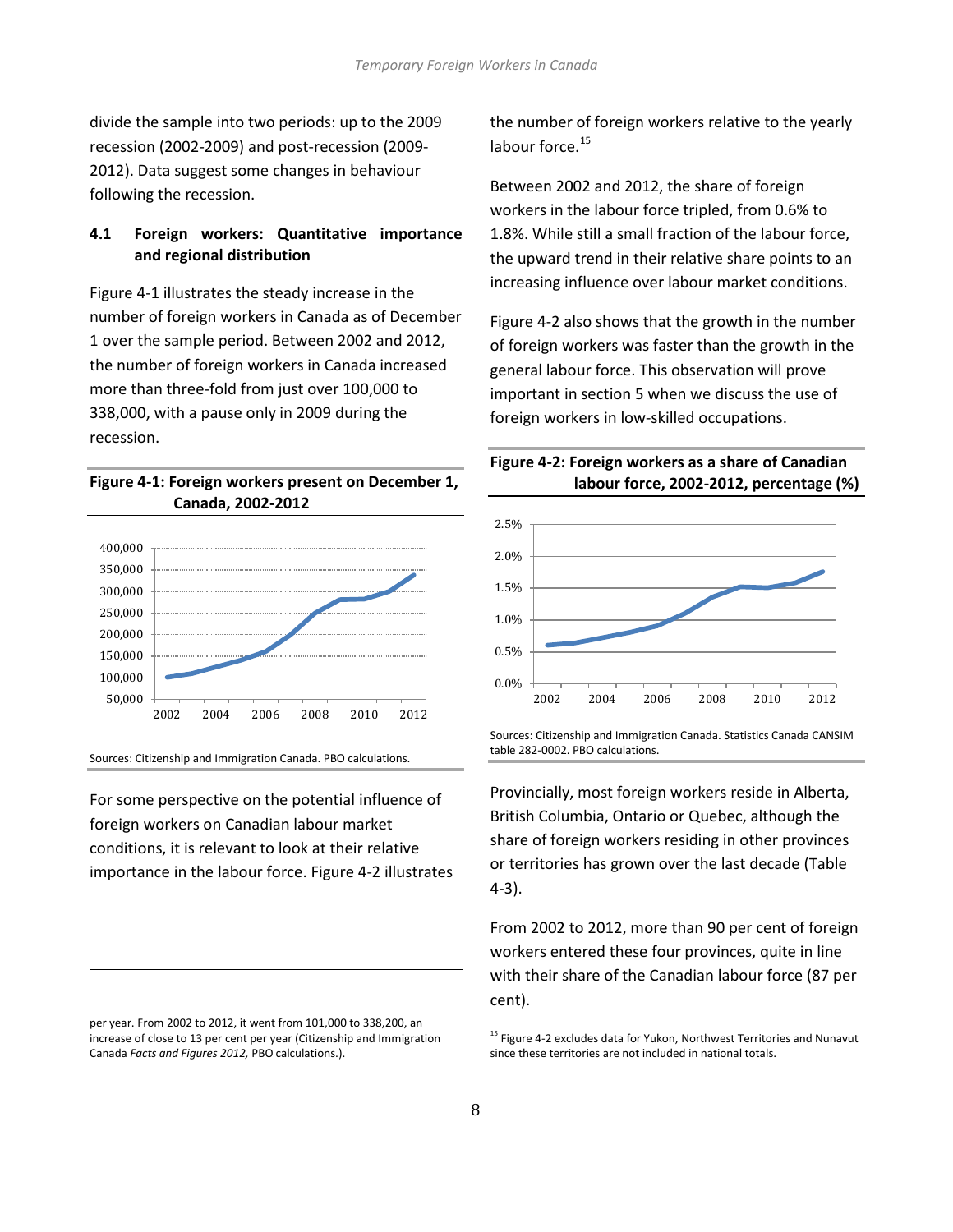divide the sample into two periods: up to the 2009 recession (2002-2009) and post-recession (2009-2012). Data suggest some changes in behaviour following the recession.

### 4.1 Foreign workers: Quantitative importance and regional distribution

Figure 4-1 illustrates the steady increase in the number of foreign workers in Canada as of December 1 over the sample period. Between 2002 and 2012, the number of foreign workers in Canada increased more than three-fold from just over 100,000 to 338,000, with a pause only in 2009 during the recession.

**Figure 4-1: Foreign workers present on December 1, Canada, 2002-2012**

Sources: Citizenship and Immigration Canada. PBO calculations.

For some perspective on the potential influence of foreign workers on Canadian labour market conditions, it is relevant to look at their relative importance in the labour force. Figure 4-2 illustrates the number of foreign workers relative to the yearly labour force.[15]

Between 2002 and 2012, the share of foreign workers in the labour force tripled, from 0.6% to 1.8%. While still a small fraction of the labour force, the upward trend in their relative share points to an increasing influence over labour market conditions.

Figure 4-2 also shows that the growth in the number of foreign workers was faster than the growth in the general labour force. This observation will prove important in section 5 when we discuss the use of foreign workers in low-skilled occupations.

**Figure 4-2: Foreign workers as a share of Canadian labour force, 2002-2012, percentage (%)**

Sources: Citizenship and Immigration Canada. Statistics Canada CANSIM table 282-0002. PBO calculations.

Provincially, most foreign workers reside in Alberta, British Columbia, Ontario or Quebec, although the share of foreign workers residing in other provinces or territories has grown over the last decade (Table 4-3).

From 2002 to 2012, more than 90 per cent of foreign workers entered these four provinces, quite in line with their share of the Canadian labour force (87 per cent).

---

per year. From 2002 to 2012, it went from 101,000 to 338,200, an increase of close to 13 per cent per year (Citizenship and Immigration Canada *Facts and Figures 2012,* PBO calculations.).

[15] Figure 4-2 excludes data for Yukon, Northwest Territories and Nunavut since these territories are not included in national totals.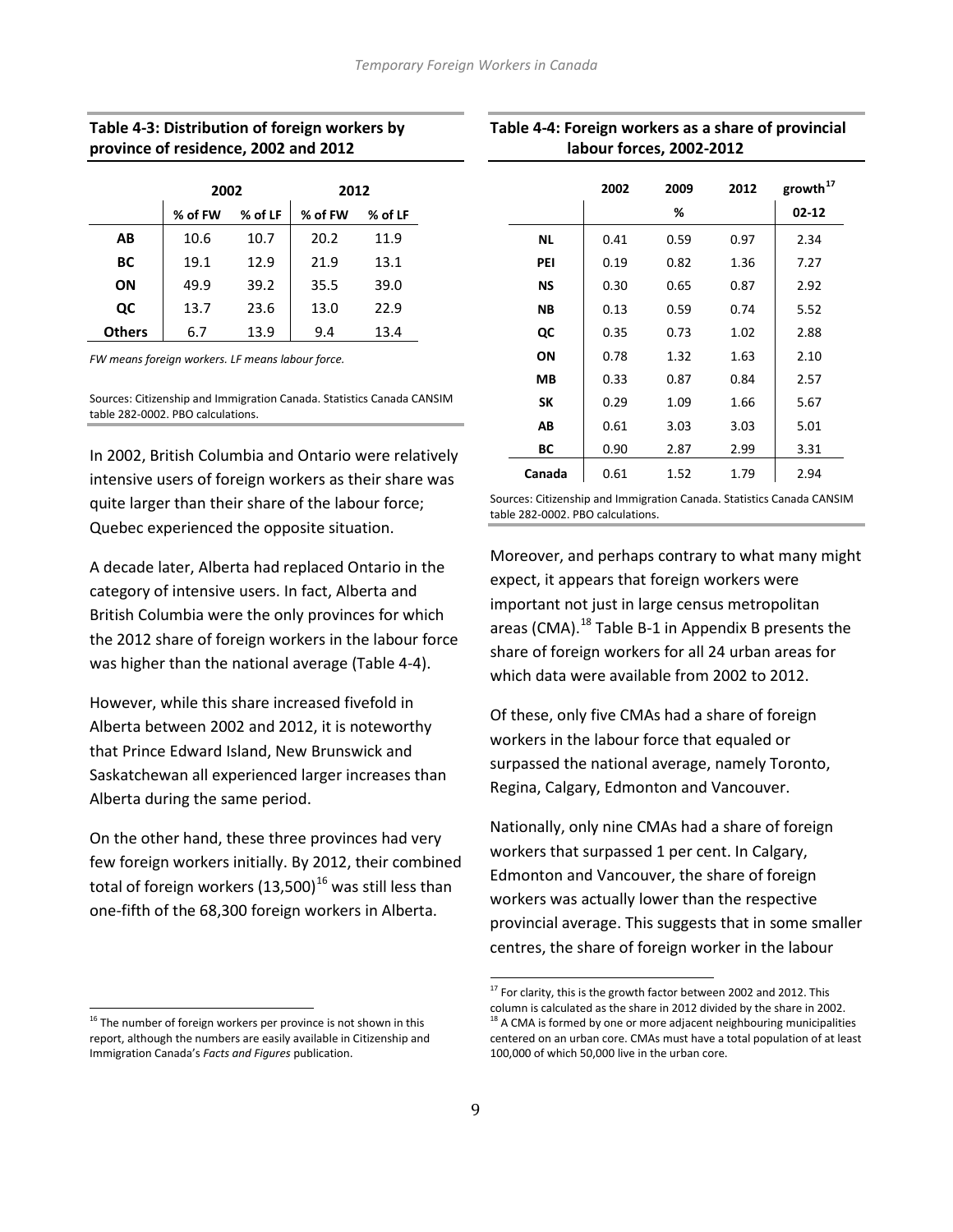**Table 4-3: Distribution of foreign workers by province of residence, 2002 and 2012**

| | 2002 | | 2012 | |
|---|---|---|---|---|
| | % of FW | % of LF | % of FW | % of LF |
| **AB** | 10.6 | 10.7 | 20.2 | 11.9 |
| **BC** | 19.1 | 12.9 | 21.9 | 13.1 |
| **ON** | 49.9 | 39.2 | 35.5 | 39.0 |
| **QC** | 13.7 | 23.6 | 13.0 | 22.9 |
| **Others** | 6.7 | 13.9 | 9.4 | 13.4 |

*FW means foreign workers. LF means labour force.*

Sources: Citizenship and Immigration Canada. Statistics Canada CANSIM table 282-0002. PBO calculations.

In 2002, British Columbia and Ontario were relatively intensive users of foreign workers as their share was quite larger than their share of the labour force; Quebec experienced the opposite situation.

A decade later, Alberta had replaced Ontario in the category of intensive users. In fact, Alberta and British Columbia were the only provinces for which the 2012 share of foreign workers in the labour force was higher than the national average (Table 4-4).

However, while this share increased fivefold in Alberta between 2002 and 2012, it is noteworthy that Prince Edward Island, New Brunswick and Saskatchewan all experienced larger increases than Alberta during the same period.

On the other hand, these three provinces had very few foreign workers initially. By 2012, their combined total of foreign workers (13,500)[16] was still less than one-fifth of the 68,300 foreign workers in Alberta.

**Table 4-4: Foreign workers as a share of provincial labour forces, 2002-2012**

| | 2002 | 2009 | 2012 | growth[17] |
|---|---|---|---|---|
| | | % | | 02-12 |
| **NL** | 0.41 | 0.59 | 0.97 | 2.34 |
| **PEI** | 0.19 | 0.82 | 1.36 | 7.27 |
| **NS** | 0.30 | 0.65 | 0.87 | 2.92 |
| **NB** | 0.13 | 0.59 | 0.74 | 5.52 |
| **QC** | 0.35 | 0.73 | 1.02 | 2.88 |
| **ON** | 0.78 | 1.32 | 1.63 | 2.10 |
| **MB** | 0.33 | 0.87 | 0.84 | 2.57 |
| **SK** | 0.29 | 1.09 | 1.66 | 5.67 |
| **AB** | 0.61 | 3.03 | 3.03 | 5.01 |
| **BC** | 0.90 | 2.87 | 2.99 | 3.31 |
| **Canada** | 0.61 | 1.52 | 1.79 | 2.94 |

Sources: Citizenship and Immigration Canada. Statistics Canada CANSIM table 282-0002. PBO calculations.

Moreover, and perhaps contrary to what many might expect, it appears that foreign workers were important not just in large census metropolitan areas (CMA).[18] Table B-1 in Appendix B presents the share of foreign workers for all 24 urban areas for which data were available from 2002 to 2012.

Of these, only five CMAs had a share of foreign workers in the labour force that equaled or surpassed the national average, namely Toronto, Regina, Calgary, Edmonton and Vancouver.

Nationally, only nine CMAs had a share of foreign workers that surpassed 1 per cent. In Calgary, Edmonton and Vancouver, the share of foreign workers was actually lower than the respective provincial average. This suggests that in some smaller centres, the share of foreign worker in the labour

[16] The number of foreign workers per province is not shown in this report, although the numbers are easily available in Citizenship and Immigration Canada's *Facts and Figures* publication.

[17] For clarity, this is the growth factor between 2002 and 2012. This column is calculated as the share in 2012 divided by the share in 2002.

[18] A CMA is formed by one or more adjacent neighbouring municipalities centered on an urban core. CMAs must have a total population of at least 100,000 of which 50,000 live in the urban core.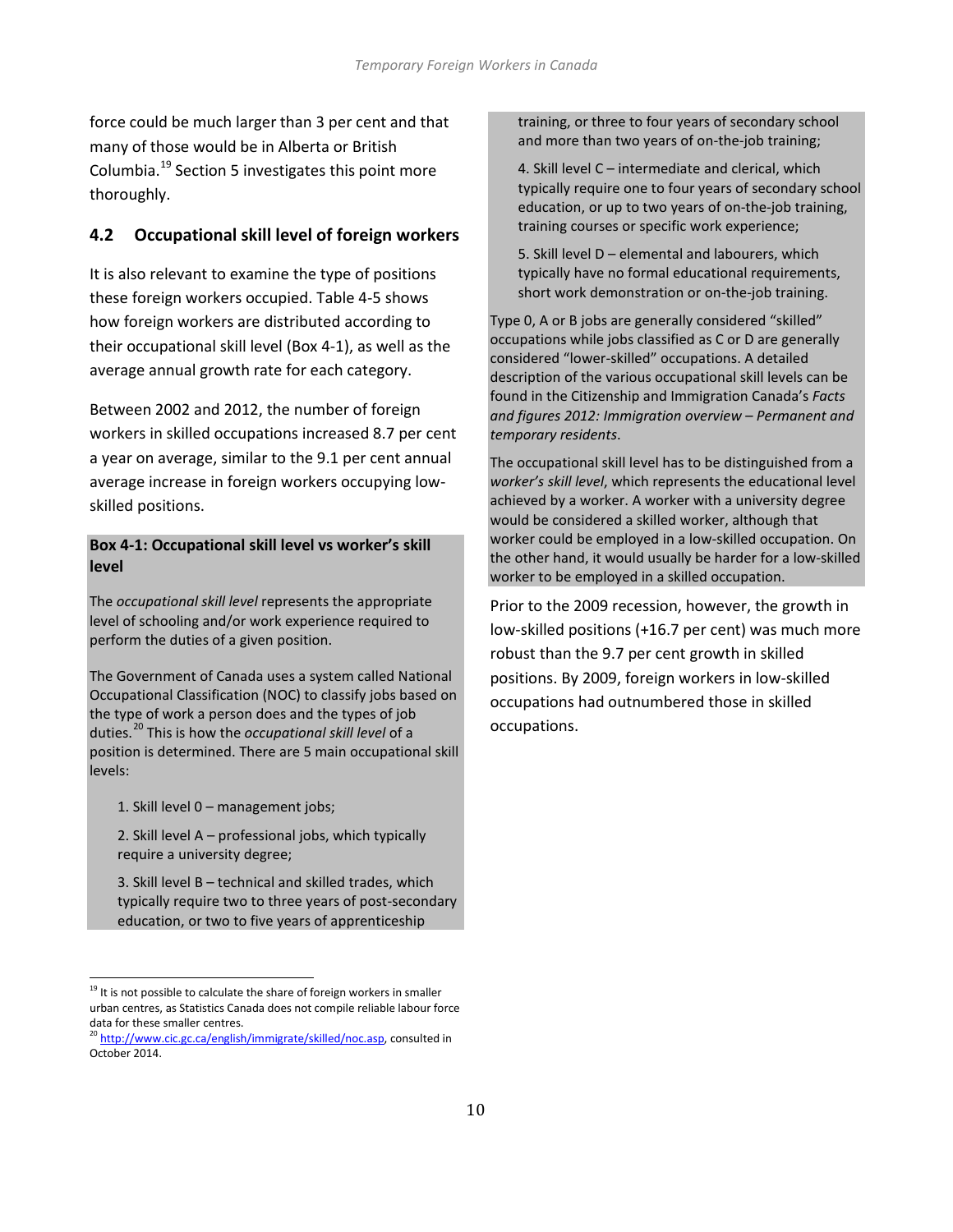force could be much larger than 3 per cent and that many of those would be in Alberta or British Columbia.[19] Section 5 investigates this point more thoroughly.

## 4.2 Occupational skill level of foreign workers

It is also relevant to examine the type of positions these foreign workers occupied. Table 4-5 shows how foreign workers are distributed according to their occupational skill level (Box 4-1), as well as the average annual growth rate for each category.

Between 2002 and 2012, the number of foreign workers in skilled occupations increased 8.7 per cent a year on average, similar to the 9.1 per cent annual average increase in foreign workers occupying low-skilled positions.

### Box 4-1: Occupational skill level vs worker's skill level

The *occupational skill level* represents the appropriate level of schooling and/or work experience required to perform the duties of a given position.

The Government of Canada uses a system called National Occupational Classification (NOC) to classify jobs based on the type of work a person does and the types of job duties.[20] This is how the *occupational skill level* of a position is determined. There are 5 main occupational skill levels:

1. Skill level 0 – management jobs;
2. Skill level A – professional jobs, which typically require a university degree;
3. Skill level B – technical and skilled trades, which typically require two to three years of post-secondary education, or two to five years of apprenticeship training, or three to four years of secondary school and more than two years of on-the-job training;
4. Skill level C – intermediate and clerical, which typically require one to four years of secondary school education, or up to two years of on-the-job training, training courses or specific work experience;
5. Skill level D – elemental and labourers, which typically have no formal educational requirements, short work demonstration or on-the-job training.

Type 0, A or B jobs are generally considered "skilled" occupations while jobs classified as C or D are generally considered "lower-skilled" occupations. A detailed description of the various occupational skill levels can be found in the Citizenship and Immigration Canada's *Facts and figures 2012: Immigration overview – Permanent and temporary residents*.

The occupational skill level has to be distinguished from a *worker's skill level*, which represents the educational level achieved by a worker. A worker with a university degree would be considered a skilled worker, although that worker could be employed in a low-skilled occupation. On the other hand, it would usually be harder for a low-skilled worker to be employed in a skilled occupation.

Prior to the 2009 recession, however, the growth in low-skilled positions (+16.7 per cent) was much more robust than the 9.7 per cent growth in skilled positions. By 2009, foreign workers in low-skilled occupations had outnumbered those in skilled occupations.

---

[19] It is not possible to calculate the share of foreign workers in smaller urban centres, as Statistics Canada does not compile reliable labour force data for these smaller centres.

[20] http://www.cic.gc.ca/english/immigrate/skilled/noc.asp, consulted in October 2014.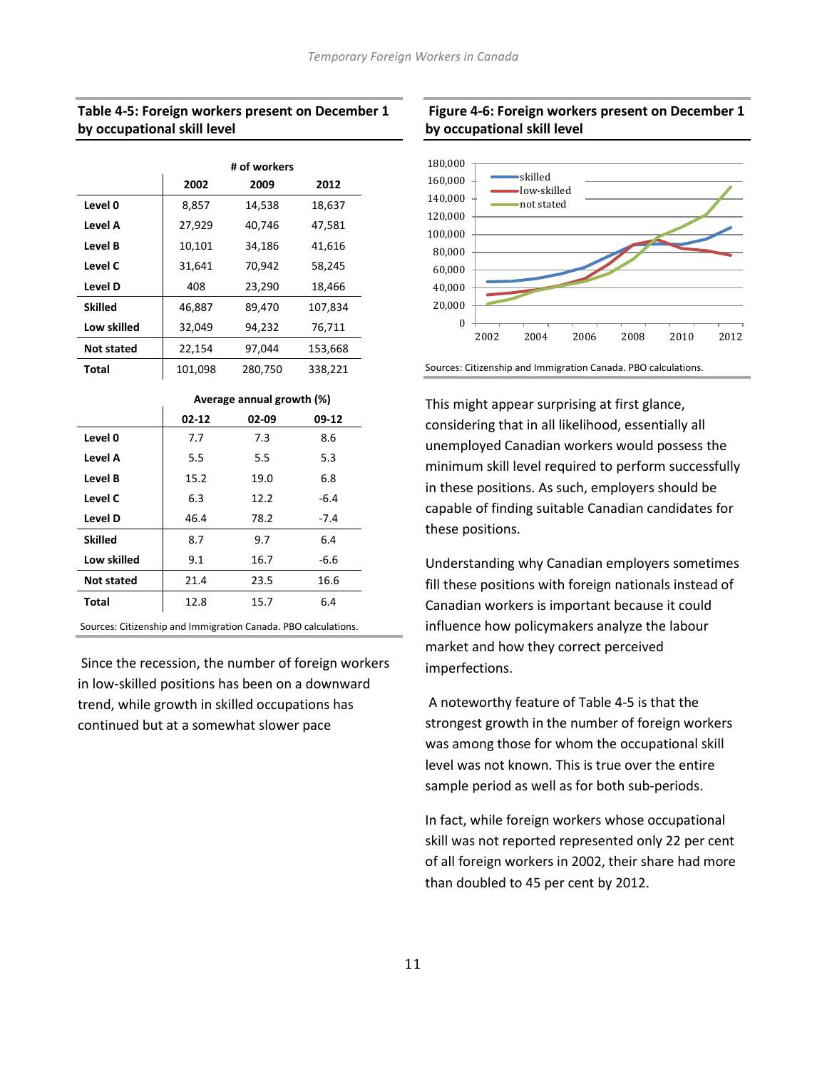## Table 4-5: Foreign workers present on December 1 by occupational skill level

| | # of workers | | |
|---|---|---|---|
| | 2002 | 2009 | 2012 |
| **Level 0** | 8,857 | 14,538 | 18,637 |
| **Level A** | 27,929 | 40,746 | 47,581 |
| **Level B** | 10,101 | 34,186 | 41,616 |
| **Level C** | 31,641 | 70,942 | 58,245 |
| **Level D** | 408 | 23,290 | 18,466 |
| **Skilled** | 46,887 | 89,470 | 107,834 |
| **Low skilled** | 32,049 | 94,232 | 76,711 |
| **Not stated** | 22,154 | 97,044 | 153,668 |
| **Total** | 101,098 | 280,750 | 338,221 |

| | Average annual growth (%) | | |
|---|---|---|---|
| | 02-12 | 02-09 | 09-12 |
| **Level 0** | 7.7 | 7.3 | 8.6 |
| **Level A** | 5.5 | 5.5 | 5.3 |
| **Level B** | 15.2 | 19.0 | 6.8 |
| **Level C** | 6.3 | 12.2 | -6.4 |
| **Level D** | 46.4 | 78.2 | -7.4 |
| **Skilled** | 8.7 | 9.7 | 6.4 |
| **Low skilled** | 9.1 | 16.7 | -6.6 |
| **Not stated** | 21.4 | 23.5 | 16.6 |
| **Total** | 12.8 | 15.7 | 6.4 |

Sources: Citizenship and Immigration Canada. PBO calculations.

Since the recession, the number of foreign workers in low-skilled positions has been on a downward trend, while growth in skilled occupations has continued but at a somewhat slower pace

## Figure 4-6: Foreign workers present on December 1 by occupational skill level

Sources: Citizenship and Immigration Canada. PBO calculations.

This might appear surprising at first glance, considering that in all likelihood, essentially all unemployed Canadian workers would possess the minimum skill level required to perform successfully in these positions. As such, employers should be capable of finding suitable Canadian candidates for these positions.

Understanding why Canadian employers sometimes fill these positions with foreign nationals instead of Canadian workers is important because it could influence how policymakers analyze the labour market and how they correct perceived imperfections.

A noteworthy feature of Table 4-5 is that the strongest growth in the number of foreign workers was among those for whom the occupational skill level was not known. This is true over the entire sample period as well as for both sub-periods.

In fact, while foreign workers whose occupational skill was not reported represented only 22 per cent of all foreign workers in 2002, their share had more than doubled to 45 per cent by 2012.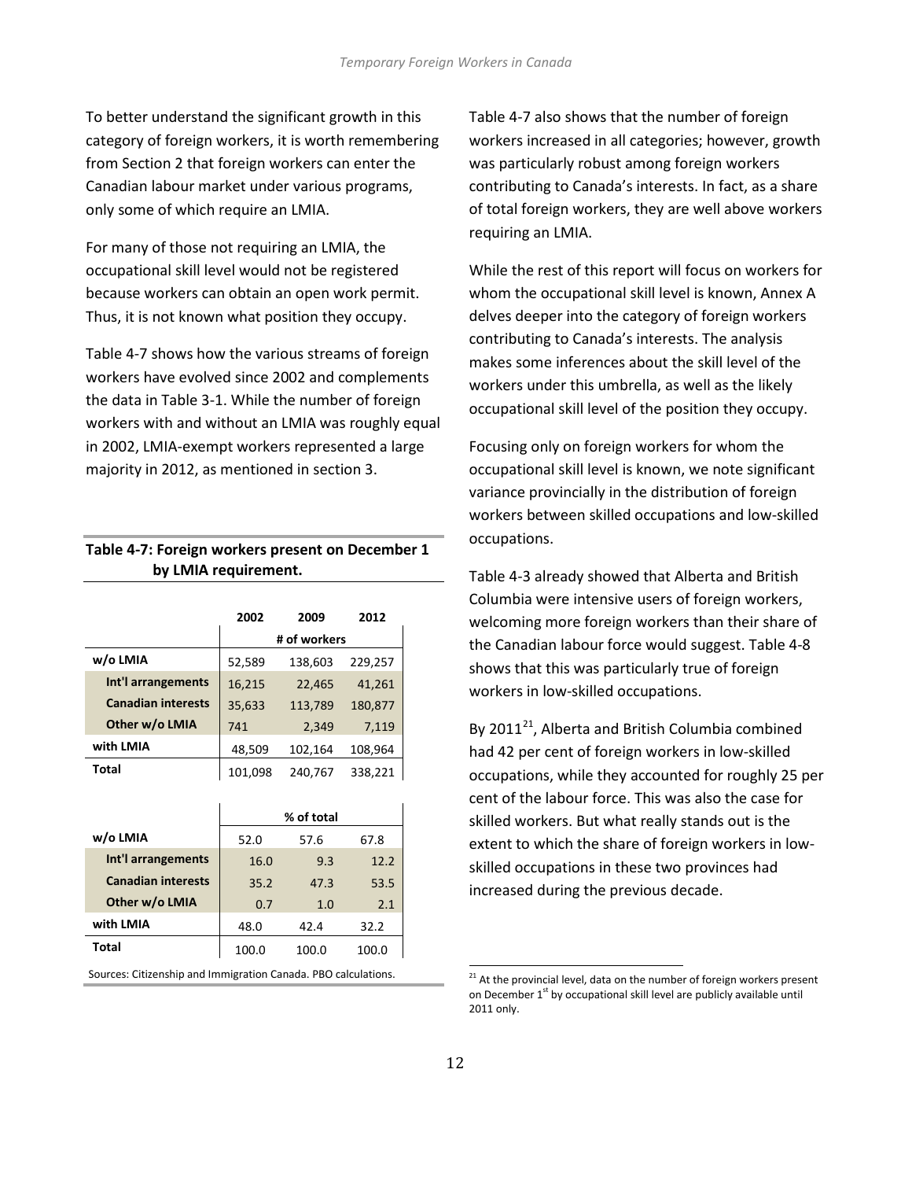To better understand the significant growth in this category of foreign workers, it is worth remembering from Section 2 that foreign workers can enter the Canadian labour market under various programs, only some of which require an LMIA.

For many of those not requiring an LMIA, the occupational skill level would not be registered because workers can obtain an open work permit. Thus, it is not known what position they occupy.

Table 4-7 shows how the various streams of foreign workers have evolved since 2002 and complements the data in Table 3-1. While the number of foreign workers with and without an LMIA was roughly equal in 2002, LMIA-exempt workers represented a large majority in 2012, as mentioned in section 3.

**Table 4-7: Foreign workers present on December 1 by LMIA requirement.**

| | 2002 | 2009 | 2012 |
|---|---|---|---|
| | # of workers | | |
| **w/o LMIA** | 52,589 | 138,603 | 229,257 |
| **Int'l arrangements** | 16,215 | 22,465 | 41,261 |
| **Canadian interests** | 35,633 | 113,789 | 180,877 |
| **Other w/o LMIA** | 741 | 2,349 | 7,119 |
| **with LMIA** | 48,509 | 102,164 | 108,964 |
| **Total** | 101,098 | 240,767 | 338,221 |

| | % of total | | |
|---|---|---|---|
| **w/o LMIA** | 52.0 | 57.6 | 67.8 |
| **Int'l arrangements** | 16.0 | 9.3 | 12.2 |
| **Canadian interests** | 35.2 | 47.3 | 53.5 |
| **Other w/o LMIA** | 0.7 | 1.0 | 2.1 |
| **with LMIA** | 48.0 | 42.4 | 32.2 |
| **Total** | 100.0 | 100.0 | 100.0 |

Sources: Citizenship and Immigration Canada. PBO calculations.

Table 4-7 also shows that the number of foreign workers increased in all categories; however, growth was particularly robust among foreign workers contributing to Canada's interests. In fact, as a share of total foreign workers, they are well above workers requiring an LMIA.

While the rest of this report will focus on workers for whom the occupational skill level is known, Annex A delves deeper into the category of foreign workers contributing to Canada's interests. The analysis makes some inferences about the skill level of the workers under this umbrella, as well as the likely occupational skill level of the position they occupy.

Focusing only on foreign workers for whom the occupational skill level is known, we note significant variance provincially in the distribution of foreign workers between skilled occupations and low-skilled occupations.

Table 4-3 already showed that Alberta and British Columbia were intensive users of foreign workers, welcoming more foreign workers than their share of the Canadian labour force would suggest. Table 4-8 shows that this was particularly true of foreign workers in low-skilled occupations.

By 2011[21], Alberta and British Columbia combined had 42 per cent of foreign workers in low-skilled occupations, while they accounted for roughly 25 per cent of the labour force. This was also the case for skilled workers. But what really stands out is the extent to which the share of foreign workers in low-skilled occupations in these two provinces had increased during the previous decade.

[21] At the provincial level, data on the number of foreign workers present on December 1st by occupational skill level are publicly available until 2011 only.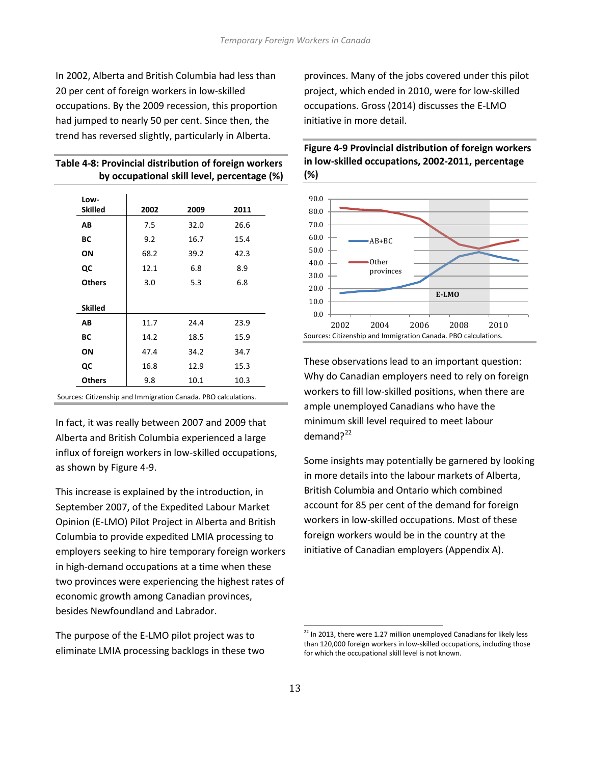In 2002, Alberta and British Columbia had less than 20 per cent of foreign workers in low-skilled occupations. By the 2009 recession, this proportion had jumped to nearly 50 per cent. Since then, the trend has reversed slightly, particularly in Alberta.

**Table 4-8: Provincial distribution of foreign workers by occupational skill level, percentage (%)**

| Low-Skilled | 2002 | 2009 | 2011 |
|---|---|---|---|
| **AB** | 7.5 | 32.0 | 26.6 |
| **BC** | 9.2 | 16.7 | 15.4 |
| **ON** | 68.2 | 39.2 | 42.3 |
| **QC** | 12.1 | 6.8 | 8.9 |
| **Others** | 3.0 | 5.3 | 6.8 |
| **Skilled** | | | |
| **AB** | 11.7 | 24.4 | 23.9 |
| **BC** | 14.2 | 18.5 | 15.9 |
| **ON** | 47.4 | 34.2 | 34.7 |
| **QC** | 16.8 | 12.9 | 15.3 |
| **Others** | 9.8 | 10.1 | 10.3 |

Sources: Citizenship and Immigration Canada. PBO calculations.

In fact, it was really between 2007 and 2009 that Alberta and British Columbia experienced a large influx of foreign workers in low-skilled occupations, as shown by Figure 4-9.

This increase is explained by the introduction, in September 2007, of the Expedited Labour Market Opinion (E-LMO) Pilot Project in Alberta and British Columbia to provide expedited LMIA processing to employers seeking to hire temporary foreign workers in high-demand occupations at a time when these two provinces were experiencing the highest rates of economic growth among Canadian provinces, besides Newfoundland and Labrador.

The purpose of the E-LMO pilot project was to eliminate LMIA processing backlogs in these two provinces. Many of the jobs covered under this pilot project, which ended in 2010, were for low-skilled occupations. Gross (2014) discusses the E-LMO initiative in more detail.

**Figure 4-9 Provincial distribution of foreign workers in low-skilled occupations, 2002-2011, percentage (%)**

Sources: Citizenship and Immigration Canada. PBO calculations.

These observations lead to an important question: Why do Canadian employers need to rely on foreign workers to fill low-skilled positions, when there are ample unemployed Canadians who have the minimum skill level required to meet labour demand?[22]

Some insights may potentially be garnered by looking in more details into the labour markets of Alberta, British Columbia and Ontario which combined account for 85 per cent of the demand for foreign workers in low-skilled occupations. Most of these foreign workers would be in the country at the initiative of Canadian employers (Appendix A).

[22] In 2013, there were 1.27 million unemployed Canadians for likely less than 120,000 foreign workers in low-skilled occupations, including those for which the occupational skill level is not known.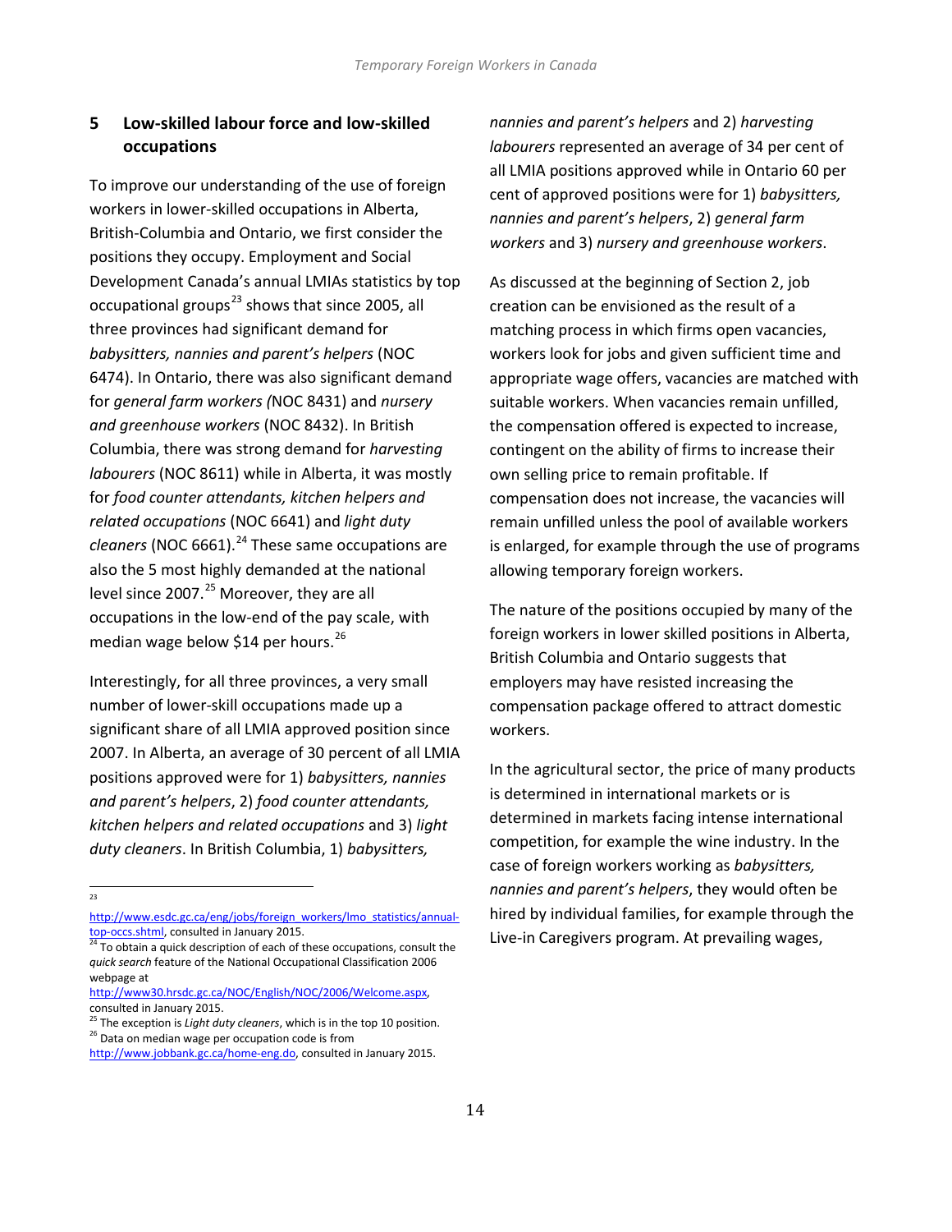## 5 Low-skilled labour force and low-skilled occupations

To improve our understanding of the use of foreign workers in lower-skilled occupations in Alberta, British-Columbia and Ontario, we first consider the positions they occupy. Employment and Social Development Canada's annual LMIAs statistics by top occupational groups[23] shows that since 2005, all three provinces had significant demand for *babysitters, nannies and parent's helpers* (NOC 6474). In Ontario, there was also significant demand for *general farm workers (*NOC 8431) and *nursery and greenhouse workers* (NOC 8432). In British Columbia, there was strong demand for *harvesting labourers* (NOC 8611) while in Alberta, it was mostly for *food counter attendants, kitchen helpers and related occupations* (NOC 6641) and *light duty cleaners* (NOC 6661).[24] These same occupations are also the 5 most highly demanded at the national level since 2007.[25] Moreover, they are all occupations in the low-end of the pay scale, with median wage below $14 per hours.[26]

Interestingly, for all three provinces, a very small number of lower-skill occupations made up a significant share of all LMIA approved position since 2007. In Alberta, an average of 30 percent of all LMIA positions approved were for 1) *babysitters, nannies and parent's helpers*, 2) *food counter attendants, kitchen helpers and related occupations* and 3) *light duty cleaners*. In British Columbia, 1) *babysitters, nannies and parent's helpers* and 2) *harvesting labourers* represented an average of 34 per cent of all LMIA positions approved while in Ontario 60 per cent of approved positions were for 1) *babysitters, nannies and parent's helpers*, 2) *general farm workers* and 3) *nursery and greenhouse workers*.

As discussed at the beginning of Section 2, job creation can be envisioned as the result of a matching process in which firms open vacancies, workers look for jobs and given sufficient time and appropriate wage offers, vacancies are matched with suitable workers. When vacancies remain unfilled, the compensation offered is expected to increase, contingent on the ability of firms to increase their own selling price to remain profitable. If compensation does not increase, the vacancies will remain unfilled unless the pool of available workers is enlarged, for example through the use of programs allowing temporary foreign workers.

The nature of the positions occupied by many of the foreign workers in lower skilled positions in Alberta, British Columbia and Ontario suggests that employers may have resisted increasing the compensation package offered to attract domestic workers.

In the agricultural sector, the price of many products is determined in international markets or is determined in markets facing intense international competition, for example the wine industry. In the case of foreign workers working as *babysitters, nannies and parent's helpers*, they would often be hired by individual families, for example through the Live-in Caregivers program. At prevailing wages,

---

[23] http://www.esdc.gc.ca/eng/jobs/foreign_workers/lmo_statistics/annual-top-occs.shtml, consulted in January 2015.

[24] To obtain a quick description of each of these occupations, consult the *quick search* feature of the National Occupational Classification 2006 webpage at http://www30.hrsdc.gc.ca/NOC/English/NOC/2006/Welcome.aspx, consulted in January 2015.

[25] The exception is *Light duty cleaners*, which is in the top 10 position.

[26] Data on median wage per occupation code is from http://www.jobbank.gc.ca/home-eng.do, consulted in January 2015.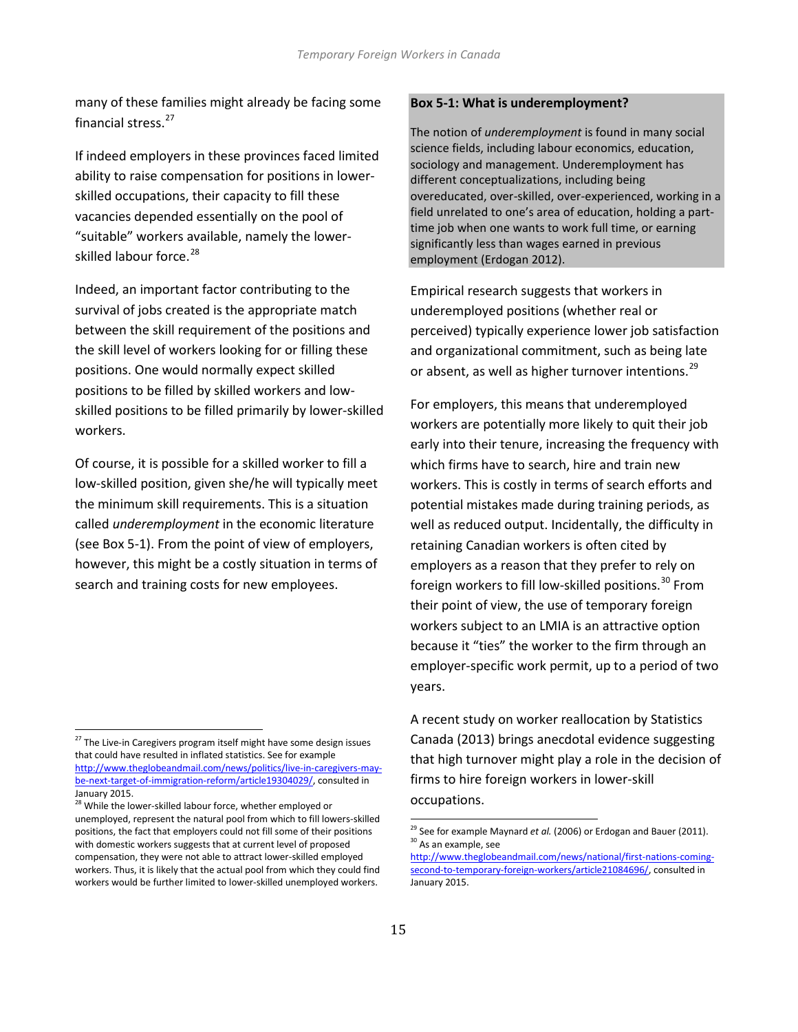many of these families might already be facing some financial stress.[27]

If indeed employers in these provinces faced limited ability to raise compensation for positions in lower-skilled occupations, their capacity to fill these vacancies depended essentially on the pool of "suitable" workers available, namely the lower-skilled labour force.[28]

Indeed, an important factor contributing to the survival of jobs created is the appropriate match between the skill requirement of the positions and the skill level of workers looking for or filling these positions. One would normally expect skilled positions to be filled by skilled workers and low-skilled positions to be filled primarily by lower-skilled workers.

Of course, it is possible for a skilled worker to fill a low-skilled position, given she/he will typically meet the minimum skill requirements. This is a situation called *underemployment* in the economic literature (see Box 5-1). From the point of view of employers, however, this might be a costly situation in terms of search and training costs for new employees.

**Box 5-1: What is underemployment?**

The notion of *underemployment* is found in many social science fields, including labour economics, education, sociology and management. Underemployment has different conceptualizations, including being overeducated, over-skilled, over-experienced, working in a field unrelated to one's area of education, holding a part-time job when one wants to work full time, or earning significantly less than wages earned in previous employment (Erdogan 2012).

Empirical research suggests that workers in underemployed positions (whether real or perceived) typically experience lower job satisfaction and organizational commitment, such as being late or absent, as well as higher turnover intentions.[29]

For employers, this means that underemployed workers are potentially more likely to quit their job early into their tenure, increasing the frequency with which firms have to search, hire and train new workers. This is costly in terms of search efforts and potential mistakes made during training periods, as well as reduced output. Incidentally, the difficulty in retaining Canadian workers is often cited by employers as a reason that they prefer to rely on foreign workers to fill low-skilled positions.[30] From their point of view, the use of temporary foreign workers subject to an LMIA is an attractive option because it "ties" the worker to the firm through an employer-specific work permit, up to a period of two years.

A recent study on worker reallocation by Statistics Canada (2013) brings anecdotal evidence suggesting that high turnover might play a role in the decision of firms to hire foreign workers in lower-skill occupations.

---

[27] The Live-in Caregivers program itself might have some design issues that could have resulted in inflated statistics. See for example http://www.theglobeandmail.com/news/politics/live-in-caregivers-may-be-next-target-of-immigration-reform/article19304029/, consulted in January 2015.

[28] While the lower-skilled labour force, whether employed or unemployed, represent the natural pool from which to fill lowers-skilled positions, the fact that employers could not fill some of their positions with domestic workers suggests that at current level of proposed compensation, they were not able to attract lower-skilled employed workers. Thus, it is likely that the actual pool from which they could find workers would be further limited to lower-skilled unemployed workers.

[29] See for example Maynard *et al.* (2006) or Erdogan and Bauer (2011).

[30] As an example, see http://www.theglobeandmail.com/news/national/first-nations-coming-second-to-temporary-foreign-workers/article21084696/, consulted in January 2015.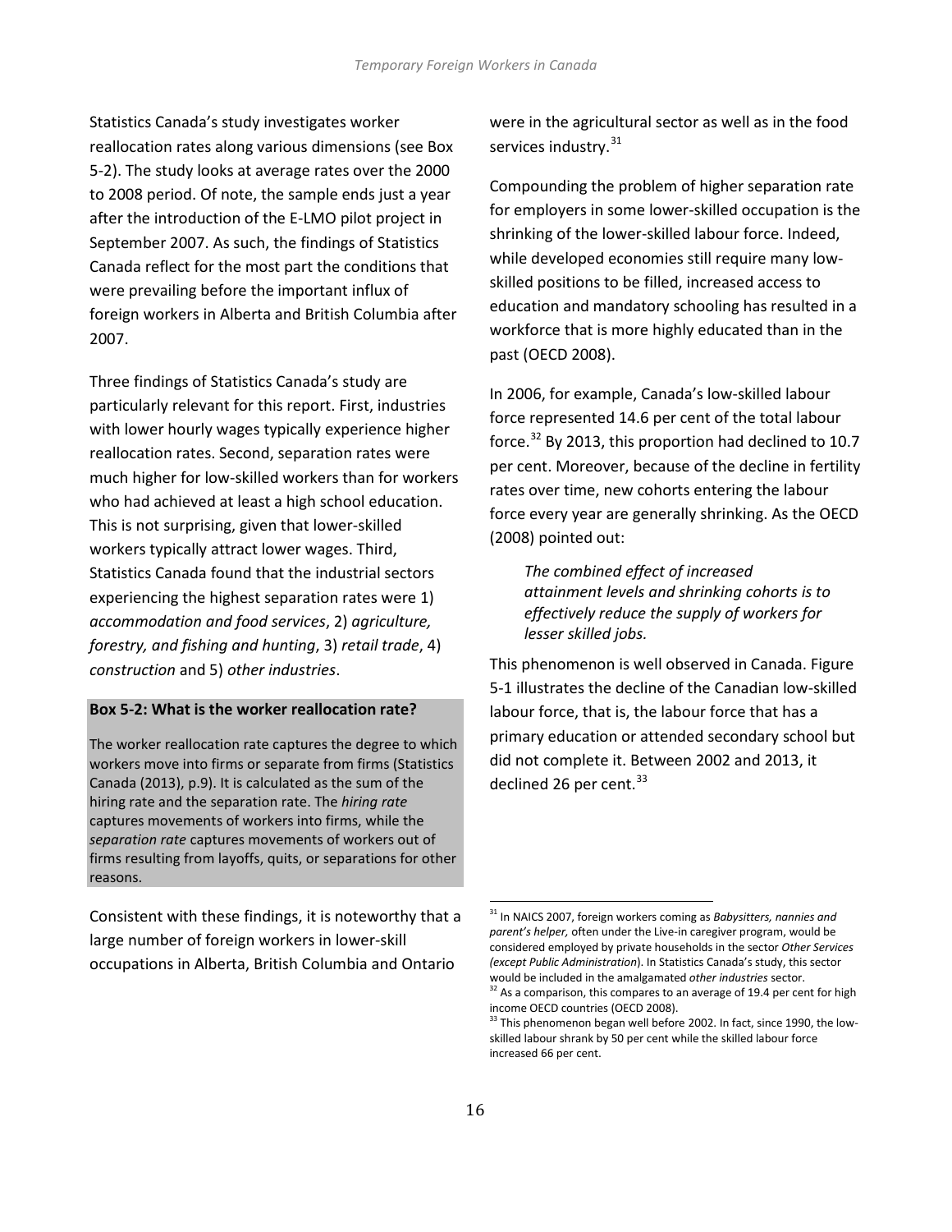Statistics Canada's study investigates worker reallocation rates along various dimensions (see Box 5-2). The study looks at average rates over the 2000 to 2008 period. Of note, the sample ends just a year after the introduction of the E-LMO pilot project in September 2007. As such, the findings of Statistics Canada reflect for the most part the conditions that were prevailing before the important influx of foreign workers in Alberta and British Columbia after 2007.

Three findings of Statistics Canada's study are particularly relevant for this report. First, industries with lower hourly wages typically experience higher reallocation rates. Second, separation rates were much higher for low-skilled workers than for workers who had achieved at least a high school education. This is not surprising, given that lower-skilled workers typically attract lower wages. Third, Statistics Canada found that the industrial sectors experiencing the highest separation rates were 1) *accommodation and food services*, 2) *agriculture, forestry, and fishing and hunting*, 3) *retail trade*, 4) *construction* and 5) *other industries*.

**Box 5-2: What is the worker reallocation rate?**

The worker reallocation rate captures the degree to which workers move into firms or separate from firms (Statistics Canada (2013), p.9). It is calculated as the sum of the hiring rate and the separation rate. The *hiring rate* captures movements of workers into firms, while the *separation rate* captures movements of workers out of firms resulting from layoffs, quits, or separations for other reasons.

Consistent with these findings, it is noteworthy that a large number of foreign workers in lower-skill occupations in Alberta, British Columbia and Ontario were in the agricultural sector as well as in the food services industry.[31]

Compounding the problem of higher separation rate for employers in some lower-skilled occupation is the shrinking of the lower-skilled labour force. Indeed, while developed economies still require many low-skilled positions to be filled, increased access to education and mandatory schooling has resulted in a workforce that is more highly educated than in the past (OECD 2008).

In 2006, for example, Canada's low-skilled labour force represented 14.6 per cent of the total labour force.[32] By 2013, this proportion had declined to 10.7 per cent. Moreover, because of the decline in fertility rates over time, new cohorts entering the labour force every year are generally shrinking. As the OECD (2008) pointed out:

> *The combined effect of increased attainment levels and shrinking cohorts is to effectively reduce the supply of workers for lesser skilled jobs.*

This phenomenon is well observed in Canada. Figure 5-1 illustrates the decline of the Canadian low-skilled labour force, that is, the labour force that has a primary education or attended secondary school but did not complete it. Between 2002 and 2013, it declined 26 per cent.[33]

---

[31] In NAICS 2007, foreign workers coming as *Babysitters, nannies and parent's helper,* often under the Live-in caregiver program, would be considered employed by private households in the sector *Other Services (except Public Administration*). In Statistics Canada's study, this sector would be included in the amalgamated *other industries* sector.

[32] As a comparison, this compares to an average of 19.4 per cent for high income OECD countries (OECD 2008).

[33] This phenomenon began well before 2002. In fact, since 1990, the low-skilled labour shrank by 50 per cent while the skilled labour force increased 66 per cent.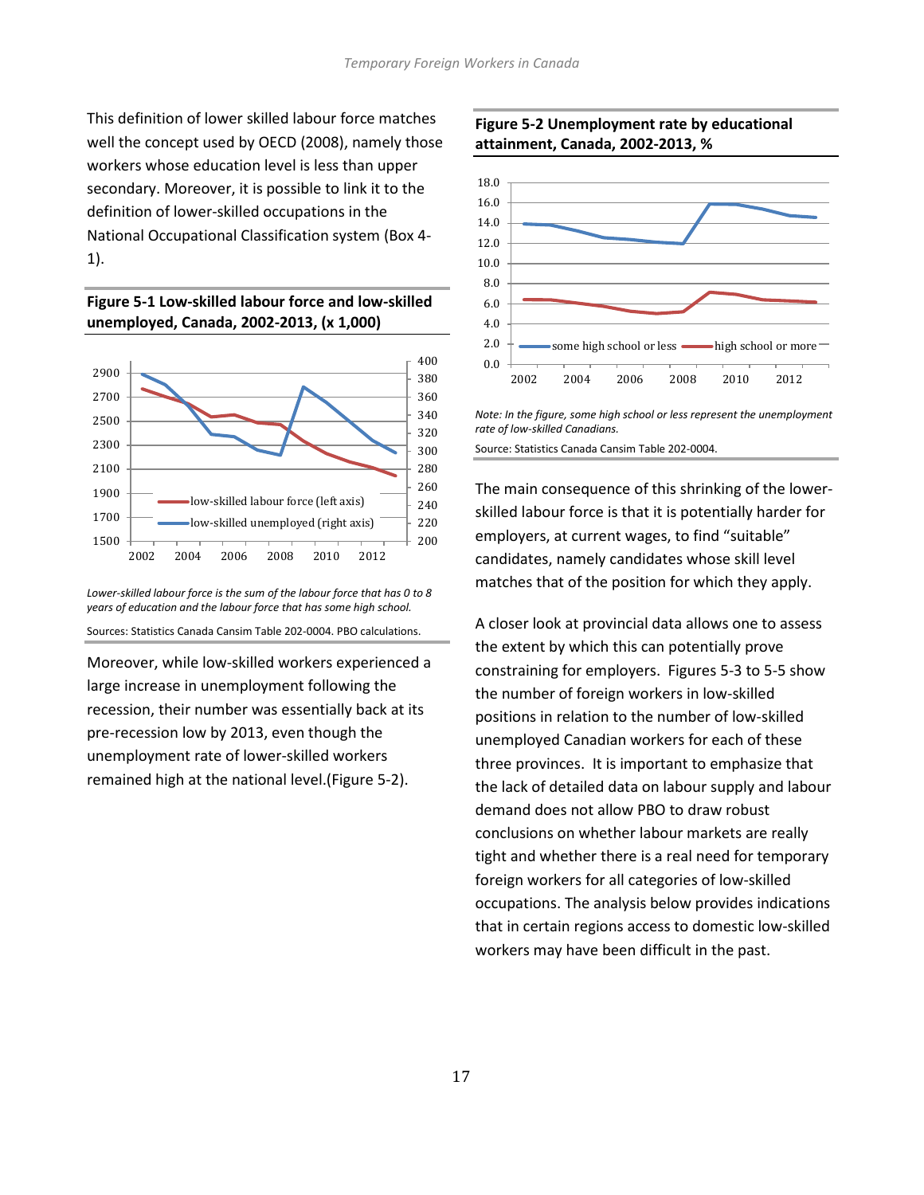This definition of lower skilled labour force matches well the concept used by OECD (2008), namely those workers whose education level is less than upper secondary. Moreover, it is possible to link it to the definition of lower-skilled occupations in the National Occupational Classification system (Box 4-1).

**Figure 5-1 Low-skilled labour force and low-skilled unemployed, Canada, 2002-2013, (x 1,000)**

*Lower-skilled labour force is the sum of the labour force that has 0 to 8 years of education and the labour force that has some high school.*

Sources: Statistics Canada Cansim Table 202-0004. PBO calculations.

Moreover, while low-skilled workers experienced a large increase in unemployment following the recession, their number was essentially back at its pre-recession low by 2013, even though the unemployment rate of lower-skilled workers remained high at the national level.(Figure 5-2).

**Figure 5-2 Unemployment rate by educational attainment, Canada, 2002-2013, %**

*Note: In the figure, some high school or less represent the unemployment rate of low-skilled Canadians.*

Source: Statistics Canada Cansim Table 202-0004.

The main consequence of this shrinking of the lower-skilled labour force is that it is potentially harder for employers, at current wages, to find "suitable" candidates, namely candidates whose skill level matches that of the position for which they apply.

A closer look at provincial data allows one to assess the extent by which this can potentially prove constraining for employers. Figures 5-3 to 5-5 show the number of foreign workers in low-skilled positions in relation to the number of low-skilled unemployed Canadian workers for each of these three provinces. It is important to emphasize that the lack of detailed data on labour supply and labour demand does not allow PBO to draw robust conclusions on whether labour markets are really tight and whether there is a real need for temporary foreign workers for all categories of low-skilled occupations. The analysis below provides indications that in certain regions access to domestic low-skilled workers may have been difficult in the past.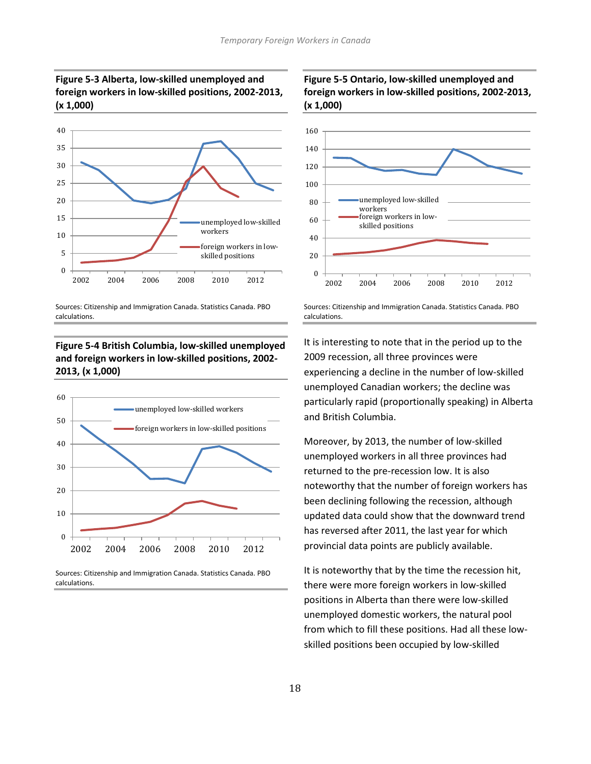**Figure 5-3 Alberta, low-skilled unemployed and foreign workers in low-skilled positions, 2002-2013, (x 1,000)**

Sources: Citizenship and Immigration Canada. Statistics Canada. PBO calculations.

**Figure 5-4 British Columbia, low-skilled unemployed and foreign workers in low-skilled positions, 2002-2013, (x 1,000)**

Sources: Citizenship and Immigration Canada. Statistics Canada. PBO calculations.

**Figure 5-5 Ontario, low-skilled unemployed and foreign workers in low-skilled positions, 2002-2013, (x 1,000)**

Sources: Citizenship and Immigration Canada. Statistics Canada. PBO calculations.

It is interesting to note that in the period up to the 2009 recession, all three provinces were experiencing a decline in the number of low-skilled unemployed Canadian workers; the decline was particularly rapid (proportionally speaking) in Alberta and British Columbia.

Moreover, by 2013, the number of low-skilled unemployed workers in all three provinces had returned to the pre-recession low. It is also noteworthy that the number of foreign workers has been declining following the recession, although updated data could show that the downward trend has reversed after 2011, the last year for which provincial data points are publicly available.

It is noteworthy that by the time the recession hit, there were more foreign workers in low-skilled positions in Alberta than there were low-skilled unemployed domestic workers, the natural pool from which to fill these positions. Had all these low-skilled positions been occupied by low-skilled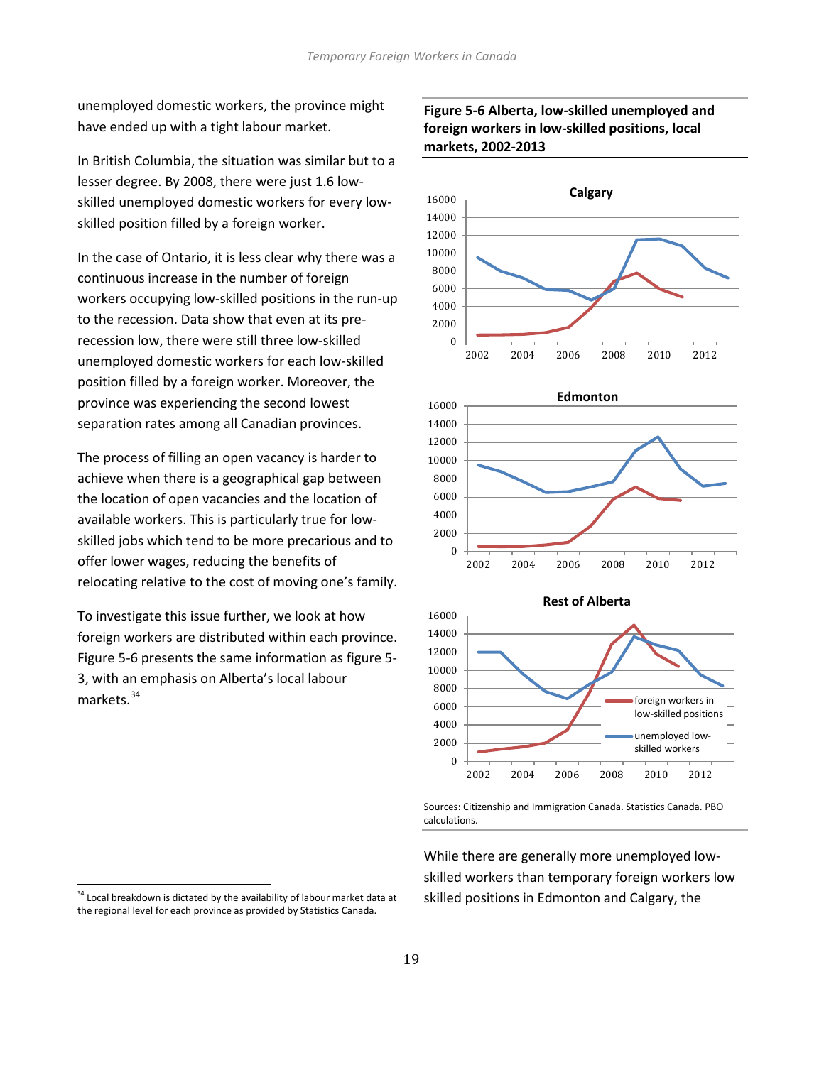unemployed domestic workers, the province might have ended up with a tight labour market.

In British Columbia, the situation was similar but to a lesser degree. By 2008, there were just 1.6 low-skilled unemployed domestic workers for every low-skilled position filled by a foreign worker.

In the case of Ontario, it is less clear why there was a continuous increase in the number of foreign workers occupying low-skilled positions in the run-up to the recession. Data show that even at its pre-recession low, there were still three low-skilled unemployed domestic workers for each low-skilled position filled by a foreign worker. Moreover, the province was experiencing the second lowest separation rates among all Canadian provinces.

The process of filling an open vacancy is harder to achieve when there is a geographical gap between the location of open vacancies and the location of available workers. This is particularly true for low-skilled jobs which tend to be more precarious and to offer lower wages, reducing the benefits of relocating relative to the cost of moving one's family.

To investigate this issue further, we look at how foreign workers are distributed within each province. Figure 5-6 presents the same information as figure 5-3, with an emphasis on Alberta's local labour markets.[34]

**Figure 5-6 Alberta, low-skilled unemployed and foreign workers in low-skilled positions, local markets, 2002-2013**

Sources: Citizenship and Immigration Canada. Statistics Canada. PBO calculations.

While there are generally more unemployed low-skilled workers than temporary foreign workers low skilled positions in Edmonton and Calgary, the

[34] Local breakdown is dictated by the availability of labour market data at the regional level for each province as provided by Statistics Canada.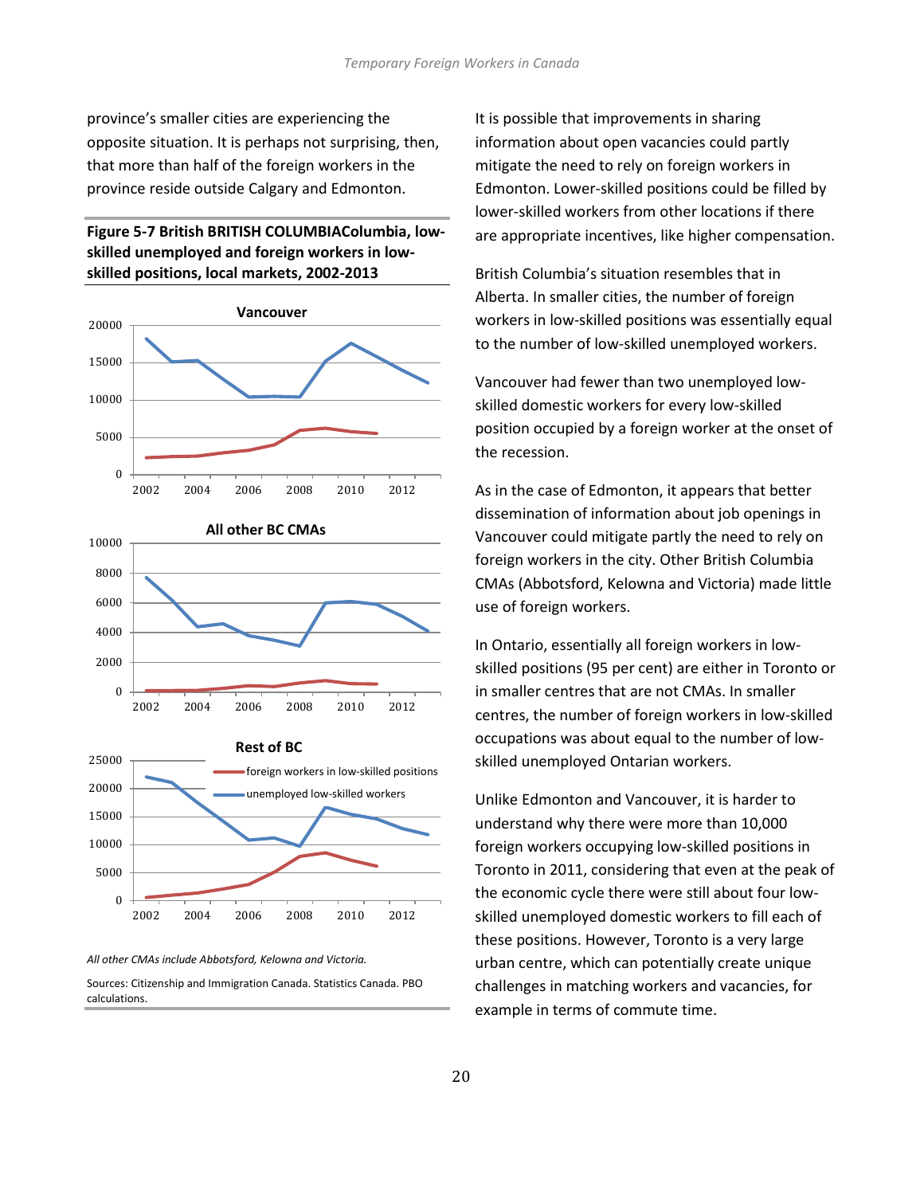province's smaller cities are experiencing the opposite situation. It is perhaps not surprising, then, that more than half of the foreign workers in the province reside outside Calgary and Edmonton.

**Figure 5-7 British BRITISH COLUMBIAColumbia, low-skilled unemployed and foreign workers in low-skilled positions, local markets, 2002-2013**

*All other CMAs include Abbotsford, Kelowna and Victoria.*

Sources: Citizenship and Immigration Canada. Statistics Canada. PBO calculations.

It is possible that improvements in sharing information about open vacancies could partly mitigate the need to rely on foreign workers in Edmonton. Lower-skilled positions could be filled by lower-skilled workers from other locations if there are appropriate incentives, like higher compensation.

British Columbia's situation resembles that in Alberta. In smaller cities, the number of foreign workers in low-skilled positions was essentially equal to the number of low-skilled unemployed workers.

Vancouver had fewer than two unemployed low-skilled domestic workers for every low-skilled position occupied by a foreign worker at the onset of the recession.

As in the case of Edmonton, it appears that better dissemination of information about job openings in Vancouver could mitigate partly the need to rely on foreign workers in the city. Other British Columbia CMAs (Abbotsford, Kelowna and Victoria) made little use of foreign workers.

In Ontario, essentially all foreign workers in low-skilled positions (95 per cent) are either in Toronto or in smaller centres that are not CMAs. In smaller centres, the number of foreign workers in low-skilled occupations was about equal to the number of low-skilled unemployed Ontarian workers.

Unlike Edmonton and Vancouver, it is harder to understand why there were more than 10,000 foreign workers occupying low-skilled positions in Toronto in 2011, considering that even at the peak of the economic cycle there were still about four low-skilled unemployed domestic workers to fill each of these positions. However, Toronto is a very large urban centre, which can potentially create unique challenges in matching workers and vacancies, for example in terms of commute time.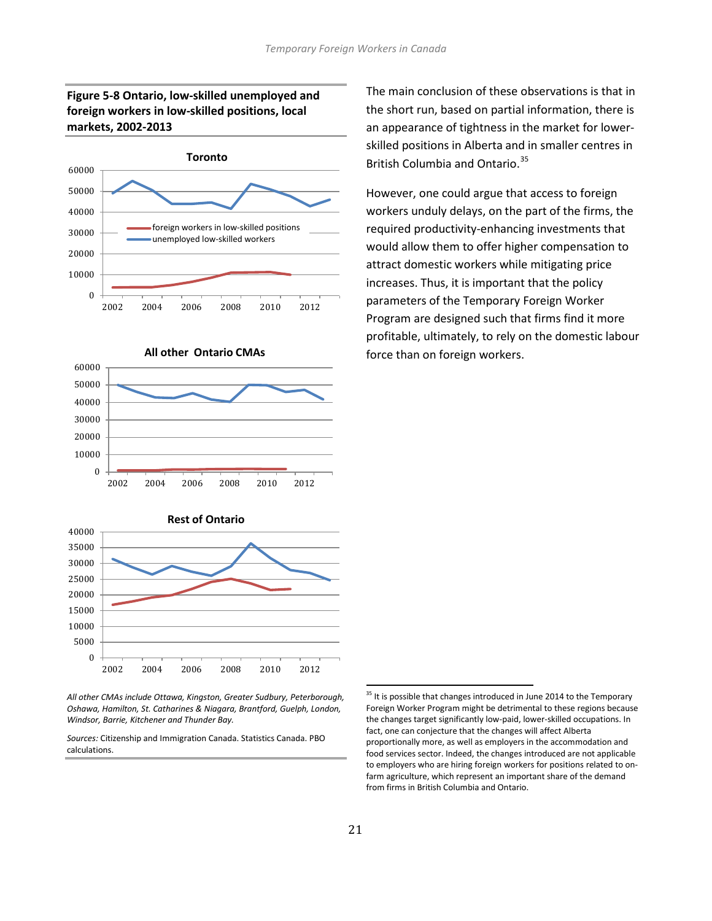**Figure 5-8 Ontario, low-skilled unemployed and foreign workers in low-skilled positions, local markets, 2002-2013**

*All other CMAs include Ottawa, Kingston, Greater Sudbury, Peterborough, Oshawa, Hamilton, St. Catharines & Niagara, Brantford, Guelph, London, Windsor, Barrie, Kitchener and Thunder Bay.*

*Sources:* Citizenship and Immigration Canada. Statistics Canada. PBO calculations.

The main conclusion of these observations is that in the short run, based on partial information, there is an appearance of tightness in the market for lower-skilled positions in Alberta and in smaller centres in British Columbia and Ontario.[35]

However, one could argue that access to foreign workers unduly delays, on the part of the firms, the required productivity-enhancing investments that would allow them to offer higher compensation to attract domestic workers while mitigating price increases. Thus, it is important that the policy parameters of the Temporary Foreign Worker Program are designed such that firms find it more profitable, ultimately, to rely on the domestic labour force than on foreign workers.

---

[35] It is possible that changes introduced in June 2014 to the Temporary Foreign Worker Program might be detrimental to these regions because the changes target significantly low-paid, lower-skilled occupations. In fact, one can conjecture that the changes will affect Alberta proportionally more, as well as employers in the accommodation and food services sector. Indeed, the changes introduced are not applicable to employers who are hiring foreign workers for positions related to on-farm agriculture, which represent an important share of the demand from firms in British Columbia and Ontario.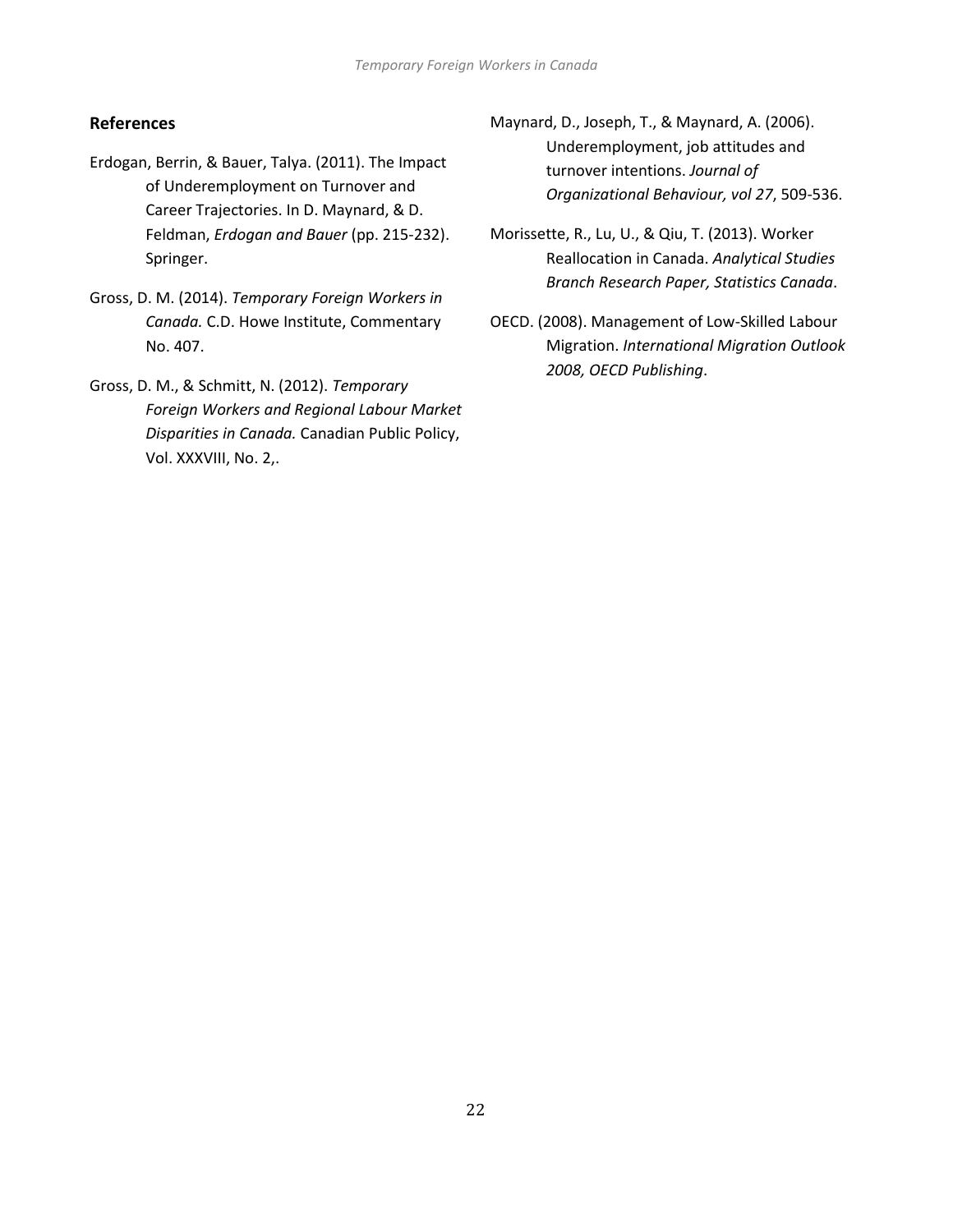## References

Erdogan, Berrin, & Bauer, Talya. (2011). The Impact of Underemployment on Turnover and Career Trajectories. In D. Maynard, & D. Feldman, *Erdogan and Bauer* (pp. 215-232). Springer.

Gross, D. M. (2014). *Temporary Foreign Workers in Canada.* C.D. Howe Institute, Commentary No. 407.

Gross, D. M., & Schmitt, N. (2012). *Temporary Foreign Workers and Regional Labour Market Disparities in Canada.* Canadian Public Policy, Vol. XXXVIII, No. 2,.

Maynard, D., Joseph, T., & Maynard, A. (2006). Underemployment, job attitudes and turnover intentions. *Journal of Organizational Behaviour, vol 27*, 509-536.

Morissette, R., Lu, U., & Qiu, T. (2013). Worker Reallocation in Canada. *Analytical Studies Branch Research Paper, Statistics Canada*.

OECD. (2008). Management of Low-Skilled Labour Migration. *International Migration Outlook 2008, OECD Publishing*.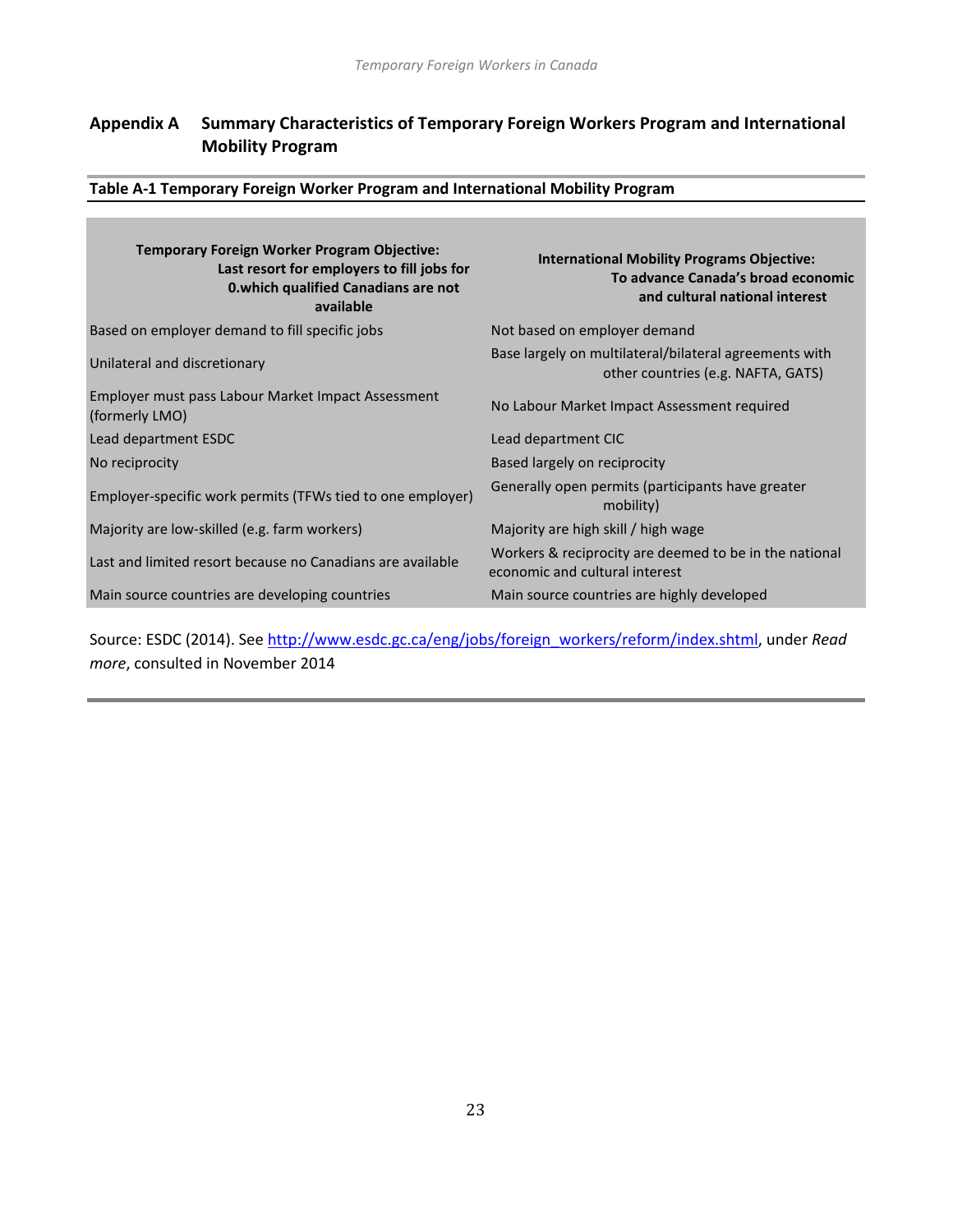## Appendix A Summary Characteristics of Temporary Foreign Workers Program and International Mobility Program

**Table A-1 Temporary Foreign Worker Program and International Mobility Program**

| Temporary Foreign Worker Program Objective: Last resort for employers to fill jobs for 0.which qualified Canadians are not available | International Mobility Programs Objective: To advance Canada's broad economic and cultural national interest |
|---|---|
| Based on employer demand to fill specific jobs | Not based on employer demand |
| Unilateral and discretionary | Base largely on multilateral/bilateral agreements with other countries (e.g. NAFTA, GATS) |
| Employer must pass Labour Market Impact Assessment (formerly LMO) | No Labour Market Impact Assessment required |
| Lead department ESDC | Lead department CIC |
| No reciprocity | Based largely on reciprocity |
| Employer-specific work permits (TFWs tied to one employer) | Generally open permits (participants have greater mobility) |
| Majority are low-skilled (e.g. farm workers) | Majority are high skill / high wage |
| Last and limited resort because no Canadians are available | Workers & reciprocity are deemed to be in the national economic and cultural interest |
| Main source countries are developing countries | Main source countries are highly developed |

Source: ESDC (2014). See http://www.esdc.gc.ca/eng/jobs/foreign_workers/reform/index.shtml, under *Read more*, consulted in November 2014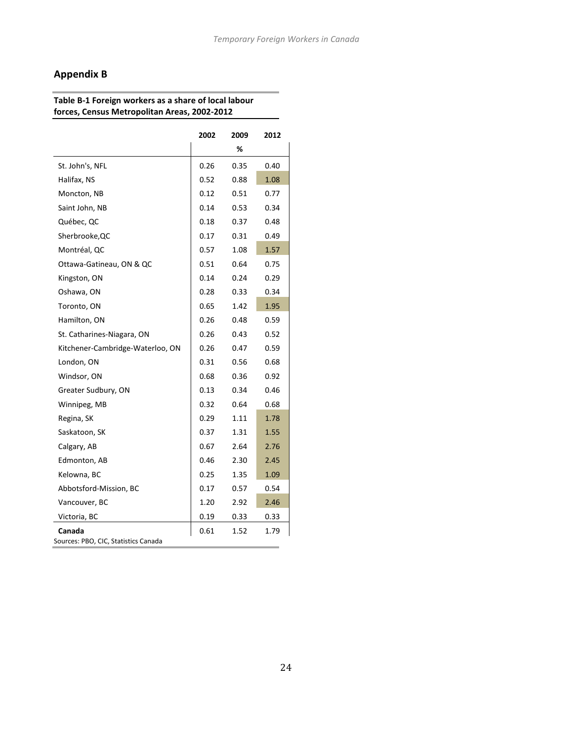## Appendix B

**Table B-1 Foreign workers as a share of local labour forces, Census Metropolitan Areas, 2002-2012**

| | 2002 | 2009 | 2012 |
|---|---|---|---|
| | | % | |
| St. John's, NFL | 0.26 | 0.35 | 0.40 |
| Halifax, NS | 0.52 | 0.88 | 1.08 |
| Moncton, NB | 0.12 | 0.51 | 0.77 |
| Saint John, NB | 0.14 | 0.53 | 0.34 |
| Québec, QC | 0.18 | 0.37 | 0.48 |
| Sherbrooke,QC | 0.17 | 0.31 | 0.49 |
| Montréal, QC | 0.57 | 1.08 | 1.57 |
| Ottawa-Gatineau, ON & QC | 0.51 | 0.64 | 0.75 |
| Kingston, ON | 0.14 | 0.24 | 0.29 |
| Oshawa, ON | 0.28 | 0.33 | 0.34 |
| Toronto, ON | 0.65 | 1.42 | 1.95 |
| Hamilton, ON | 0.26 | 0.48 | 0.59 |
| St. Catharines-Niagara, ON | 0.26 | 0.43 | 0.52 |
| Kitchener-Cambridge-Waterloo, ON | 0.26 | 0.47 | 0.59 |
| London, ON | 0.31 | 0.56 | 0.68 |
| Windsor, ON | 0.68 | 0.36 | 0.92 |
| Greater Sudbury, ON | 0.13 | 0.34 | 0.46 |
| Winnipeg, MB | 0.32 | 0.64 | 0.68 |
| Regina, SK | 0.29 | 1.11 | 1.78 |
| Saskatoon, SK | 0.37 | 1.31 | 1.55 |
| Calgary, AB | 0.67 | 2.64 | 2.76 |
| Edmonton, AB | 0.46 | 2.30 | 2.45 |
| Kelowna, BC | 0.25 | 1.35 | 1.09 |
| Abbotsford-Mission, BC | 0.17 | 0.57 | 0.54 |
| Vancouver, BC | 1.20 | 2.92 | 2.46 |
| Victoria, BC | 0.19 | 0.33 | 0.33 |
| **Canada** | 0.61 | 1.52 | 1.79 |

Sources: PBO, CIC, Statistics Canada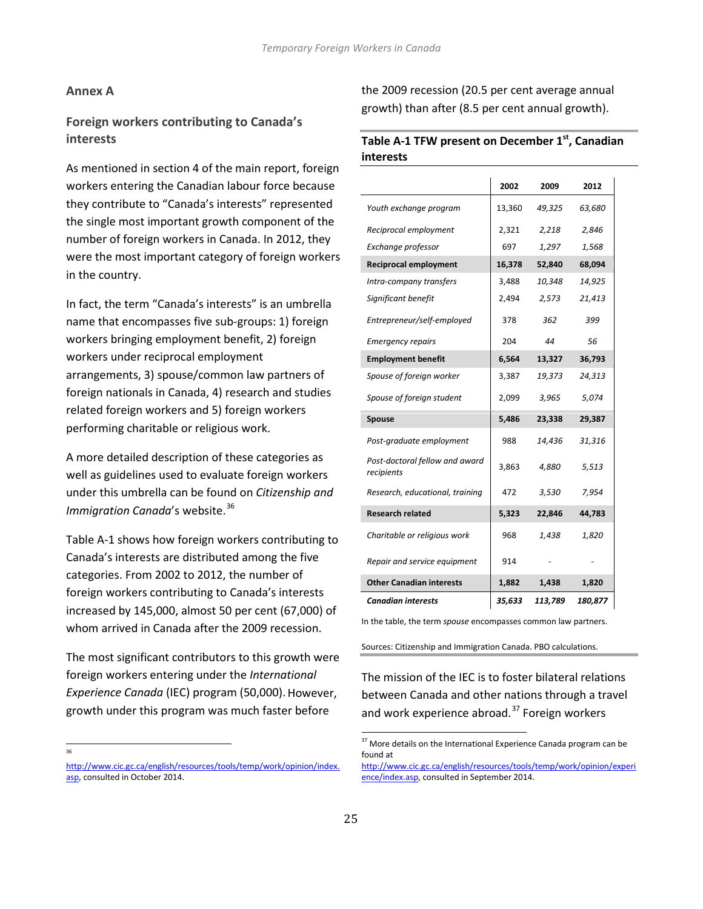## Annex A

### Foreign workers contributing to Canada's interests

As mentioned in section 4 of the main report, foreign workers entering the Canadian labour force because they contribute to "Canada's interests" represented the single most important growth component of the number of foreign workers in Canada. In 2012, they were the most important category of foreign workers in the country.

In fact, the term "Canada's interests" is an umbrella name that encompasses five sub-groups: 1) foreign workers bringing employment benefit, 2) foreign workers under reciprocal employment arrangements, 3) spouse/common law partners of foreign nationals in Canada, 4) research and studies related foreign workers and 5) foreign workers performing charitable or religious work.

A more detailed description of these categories as well as guidelines used to evaluate foreign workers under this umbrella can be found on *Citizenship and Immigration Canada*'s website.[36]

Table A-1 shows how foreign workers contributing to Canada's interests are distributed among the five categories. From 2002 to 2012, the number of foreign workers contributing to Canada's interests increased by 145,000, almost 50 per cent (67,000) of whom arrived in Canada after the 2009 recession.

The most significant contributors to this growth were foreign workers entering under the *International Experience Canada* (IEC) program (50,000). However, growth under this program was much faster before the 2009 recession (20.5 per cent average annual growth) than after (8.5 per cent annual growth).

**Table A-1 TFW present on December 1st, Canadian interests**

| | 2002 | 2009 | 2012 |
|---|---|---|---|
| *Youth exchange program* | 13,360 | *49,325* | *63,680* |
| *Reciprocal employment* | 2,321 | *2,218* | *2,846* |
| *Exchange professor* | 697 | *1,297* | *1,568* |
| **Reciprocal employment** | **16,378** | **52,840** | **68,094** |
| *Intra-company transfers* | 3,488 | *10,348* | *14,925* |
| *Significant benefit* | 2,494 | *2,573* | *21,413* |
| *Entrepreneur/self-employed* | 378 | *362* | *399* |
| *Emergency repairs* | 204 | *44* | *56* |
| **Employment benefit** | **6,564** | **13,327** | **36,793** |
| *Spouse of foreign worker* | 3,387 | *19,373* | *24,313* |
| *Spouse of foreign student* | 2,099 | *3,965* | *5,074* |
| **Spouse** | **5,486** | **23,338** | **29,387** |
| *Post-graduate employment* | 988 | *14,436* | *31,316* |
| *Post-doctoral fellow and award recipients* | 3,863 | *4,880* | *5,513* |
| *Research, educational, training* | 472 | *3,530* | *7,954* |
| **Research related** | **5,323** | **22,846** | **44,783** |
| *Charitable or religious work* | 968 | *1,438* | *1,820* |
| *Repair and service equipment* | 914 | - | - |
| **Other Canadian interests** | **1,882** | **1,438** | **1,820** |
| ***Canadian interests*** | ***35,633*** | ***113,789*** | ***180,877*** |

In the table, the term *spouse* encompasses common law partners.

Sources: Citizenship and Immigration Canada. PBO calculations.

The mission of the IEC is to foster bilateral relations between Canada and other nations through a travel and work experience abroad.[37] Foreign workers

[36] http://www.cic.gc.ca/english/resources/tools/temp/work/opinion/index.asp, consulted in October 2014.

[37] More details on the International Experience Canada program can be found at http://www.cic.gc.ca/english/resources/tools/temp/work/opinion/experience/index.asp, consulted in September 2014.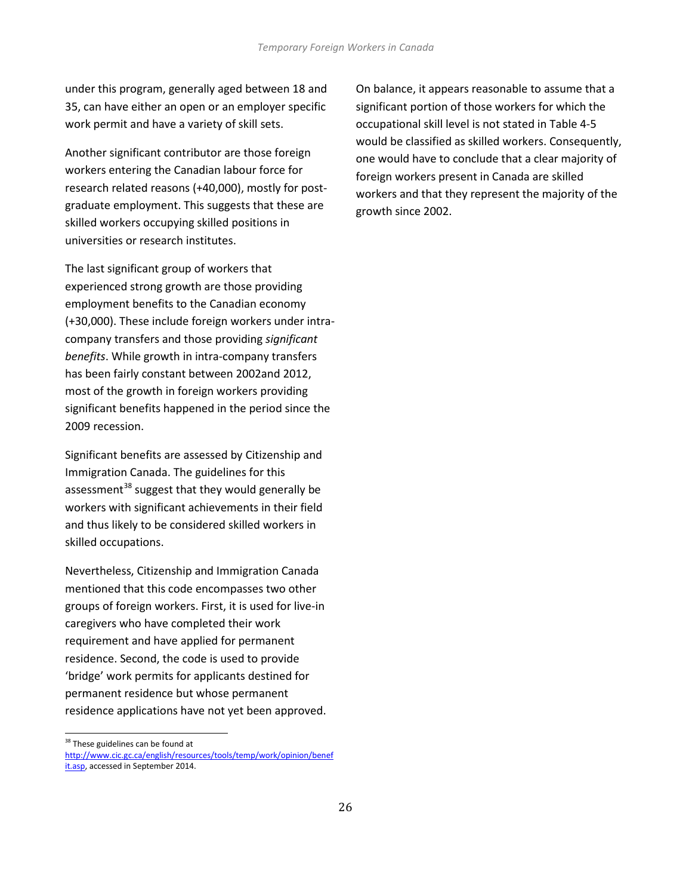under this program, generally aged between 18 and 35, can have either an open or an employer specific work permit and have a variety of skill sets.

Another significant contributor are those foreign workers entering the Canadian labour force for research related reasons (+40,000), mostly for post-graduate employment. This suggests that these are skilled workers occupying skilled positions in universities or research institutes.

The last significant group of workers that experienced strong growth are those providing employment benefits to the Canadian economy (+30,000). These include foreign workers under intra-company transfers and those providing *significant benefits*. While growth in intra-company transfers has been fairly constant between 2002and 2012, most of the growth in foreign workers providing significant benefits happened in the period since the 2009 recession.

Significant benefits are assessed by Citizenship and Immigration Canada. The guidelines for this assessment[38] suggest that they would generally be workers with significant achievements in their field and thus likely to be considered skilled workers in skilled occupations.

Nevertheless, Citizenship and Immigration Canada mentioned that this code encompasses two other groups of foreign workers. First, it is used for live-in caregivers who have completed their work requirement and have applied for permanent residence. Second, the code is used to provide 'bridge' work permits for applicants destined for permanent residence but whose permanent residence applications have not yet been approved.

On balance, it appears reasonable to assume that a significant portion of those workers for which the occupational skill level is not stated in Table 4-5 would be classified as skilled workers. Consequently, one would have to conclude that a clear majority of foreign workers present in Canada are skilled workers and that they represent the majority of the growth since 2002.

[38] These guidelines can be found at http://www.cic.gc.ca/english/resources/tools/temp/work/opinion/benefit.asp, accessed in September 2014.